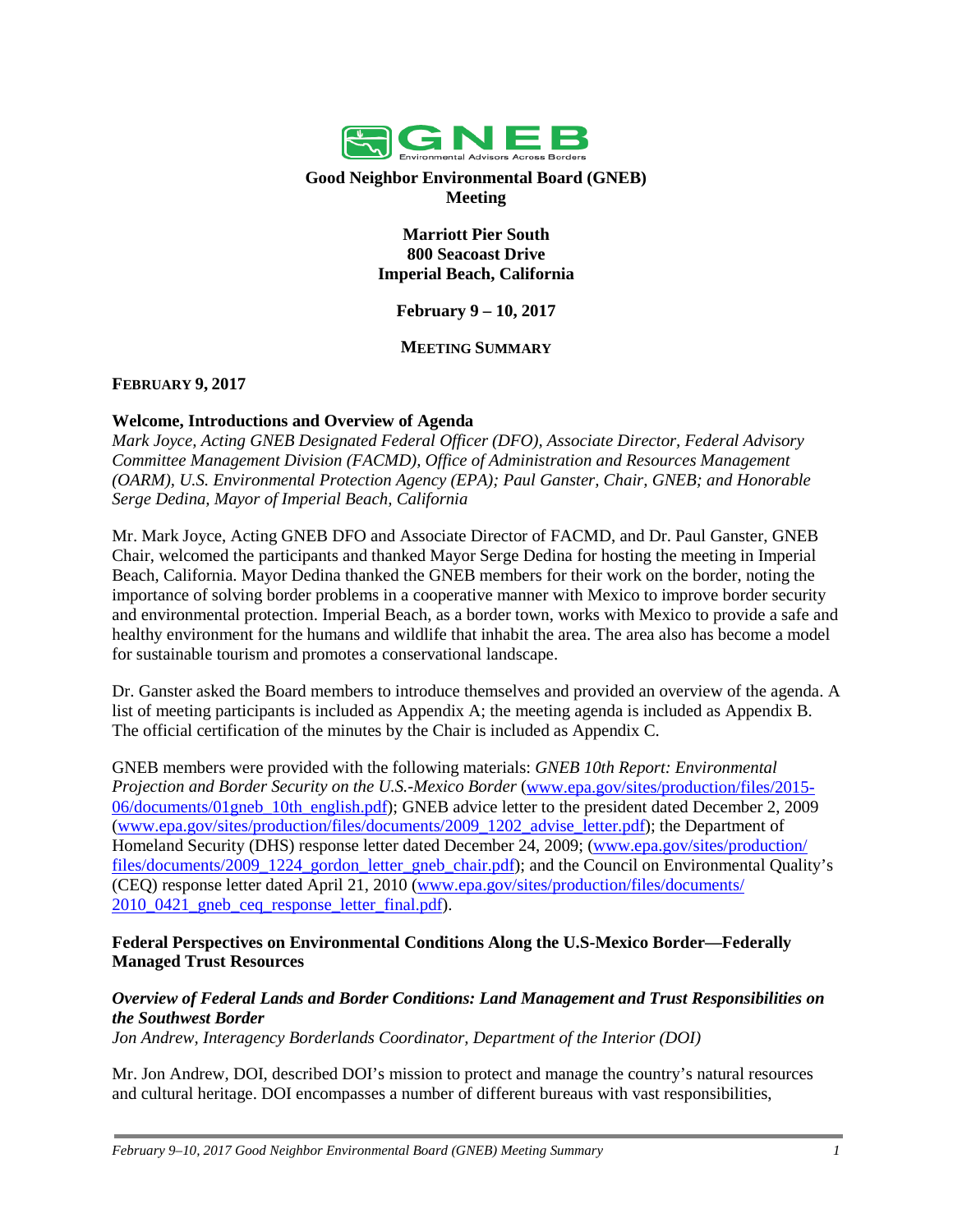**Good Neighbor Environmental Board (GNEB) Meeting**

**Marriott Pier South**
**800 Seacoast Drive**
**Imperial Beach, California**

**February 9 – 10, 2017**

**MEETING SUMMARY**

**FEBRUARY 9, 2017**

**Welcome, Introductions and Overview of Agenda**

*Mark Joyce, Acting GNEB Designated Federal Officer (DFO), Associate Director, Federal Advisory Committee Management Division (FACMD), Office of Administration and Resources Management (OARM), U.S. Environmental Protection Agency (EPA); Paul Ganster, Chair, GNEB; and Honorable Serge Dedina, Mayor of Imperial Beach, California*

Mr. Mark Joyce, Acting GNEB DFO and Associate Director of FACMD, and Dr. Paul Ganster, GNEB Chair, welcomed the participants and thanked Mayor Serge Dedina for hosting the meeting in Imperial Beach, California. Mayor Dedina thanked the GNEB members for their work on the border, noting the importance of solving border problems in a cooperative manner with Mexico to improve border security and environmental protection. Imperial Beach, as a border town, works with Mexico to provide a safe and healthy environment for the humans and wildlife that inhabit the area. The area also has become a model for sustainable tourism and promotes a conservational landscape.

Dr. Ganster asked the Board members to introduce themselves and provided an overview of the agenda. A list of meeting participants is included as Appendix A; the meeting agenda is included as Appendix B. The official certification of the minutes by the Chair is included as Appendix C.

GNEB members were provided with the following materials: *GNEB 10th Report: Environmental Projection and Border Security on the U.S.-Mexico Border* (www.epa.gov/sites/production/files/2015-06/documents/01gneb_10th_english.pdf); GNEB advice letter to the president dated December 2, 2009 (www.epa.gov/sites/production/files/documents/2009_1202_advise_letter.pdf); the Department of Homeland Security (DHS) response letter dated December 24, 2009; (www.epa.gov/sites/production/files/documents/2009_1224_gordon_letter_gneb_chair.pdf); and the Council on Environmental Quality's (CEQ) response letter dated April 21, 2010 (www.epa.gov/sites/production/files/documents/2010_0421_gneb_ceq_response_letter_final.pdf).

**Federal Perspectives on Environmental Conditions Along the U.S-Mexico Border—Federally Managed Trust Resources**

***Overview of Federal Lands and Border Conditions: Land Management and Trust Responsibilities on the Southwest Border***

*Jon Andrew, Interagency Borderlands Coordinator, Department of the Interior (DOI)*

Mr. Jon Andrew, DOI, described DOI's mission to protect and manage the country's natural resources and cultural heritage. DOI encompasses a number of different bureaus with vast responsibilities,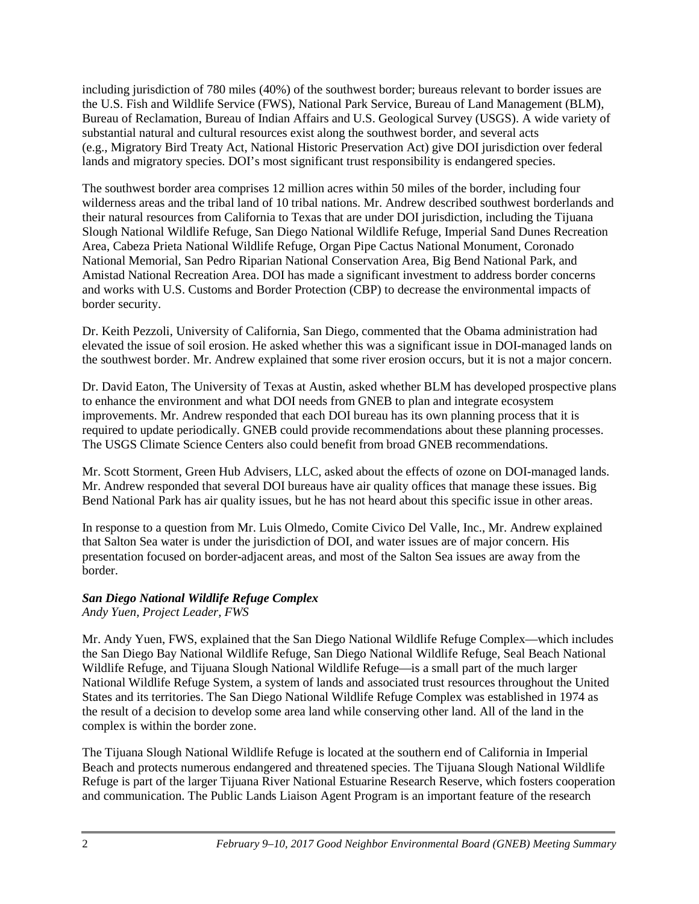including jurisdiction of 780 miles (40%) of the southwest border; bureaus relevant to border issues are the U.S. Fish and Wildlife Service (FWS), National Park Service, Bureau of Land Management (BLM), Bureau of Reclamation, Bureau of Indian Affairs and U.S. Geological Survey (USGS). A wide variety of substantial natural and cultural resources exist along the southwest border, and several acts (e.g., Migratory Bird Treaty Act, National Historic Preservation Act) give DOI jurisdiction over federal lands and migratory species. DOI's most significant trust responsibility is endangered species.

The southwest border area comprises 12 million acres within 50 miles of the border, including four wilderness areas and the tribal land of 10 tribal nations. Mr. Andrew described southwest borderlands and their natural resources from California to Texas that are under DOI jurisdiction, including the Tijuana Slough National Wildlife Refuge, San Diego National Wildlife Refuge, Imperial Sand Dunes Recreation Area, Cabeza Prieta National Wildlife Refuge, Organ Pipe Cactus National Monument, Coronado National Memorial, San Pedro Riparian National Conservation Area, Big Bend National Park, and Amistad National Recreation Area. DOI has made a significant investment to address border concerns and works with U.S. Customs and Border Protection (CBP) to decrease the environmental impacts of border security.

Dr. Keith Pezzoli, University of California, San Diego, commented that the Obama administration had elevated the issue of soil erosion. He asked whether this was a significant issue in DOI-managed lands on the southwest border. Mr. Andrew explained that some river erosion occurs, but it is not a major concern.

Dr. David Eaton, The University of Texas at Austin, asked whether BLM has developed prospective plans to enhance the environment and what DOI needs from GNEB to plan and integrate ecosystem improvements. Mr. Andrew responded that each DOI bureau has its own planning process that it is required to update periodically. GNEB could provide recommendations about these planning processes. The USGS Climate Science Centers also could benefit from broad GNEB recommendations.

Mr. Scott Storment, Green Hub Advisers, LLC, asked about the effects of ozone on DOI-managed lands. Mr. Andrew responded that several DOI bureaus have air quality offices that manage these issues. Big Bend National Park has air quality issues, but he has not heard about this specific issue in other areas.

In response to a question from Mr. Luis Olmedo, Comite Civico Del Valle, Inc., Mr. Andrew explained that Salton Sea water is under the jurisdiction of DOI, and water issues are of major concern. His presentation focused on border-adjacent areas, and most of the Salton Sea issues are away from the border.

### *San Diego National Wildlife Refuge Complex*

*Andy Yuen, Project Leader, FWS*

Mr. Andy Yuen, FWS, explained that the San Diego National Wildlife Refuge Complex—which includes the San Diego Bay National Wildlife Refuge, San Diego National Wildlife Refuge, Seal Beach National Wildlife Refuge, and Tijuana Slough National Wildlife Refuge—is a small part of the much larger National Wildlife Refuge System, a system of lands and associated trust resources throughout the United States and its territories. The San Diego National Wildlife Refuge Complex was established in 1974 as the result of a decision to develop some area land while conserving other land. All of the land in the complex is within the border zone.

The Tijuana Slough National Wildlife Refuge is located at the southern end of California in Imperial Beach and protects numerous endangered and threatened species. The Tijuana Slough National Wildlife Refuge is part of the larger Tijuana River National Estuarine Research Reserve, which fosters cooperation and communication. The Public Lands Liaison Agent Program is an important feature of the research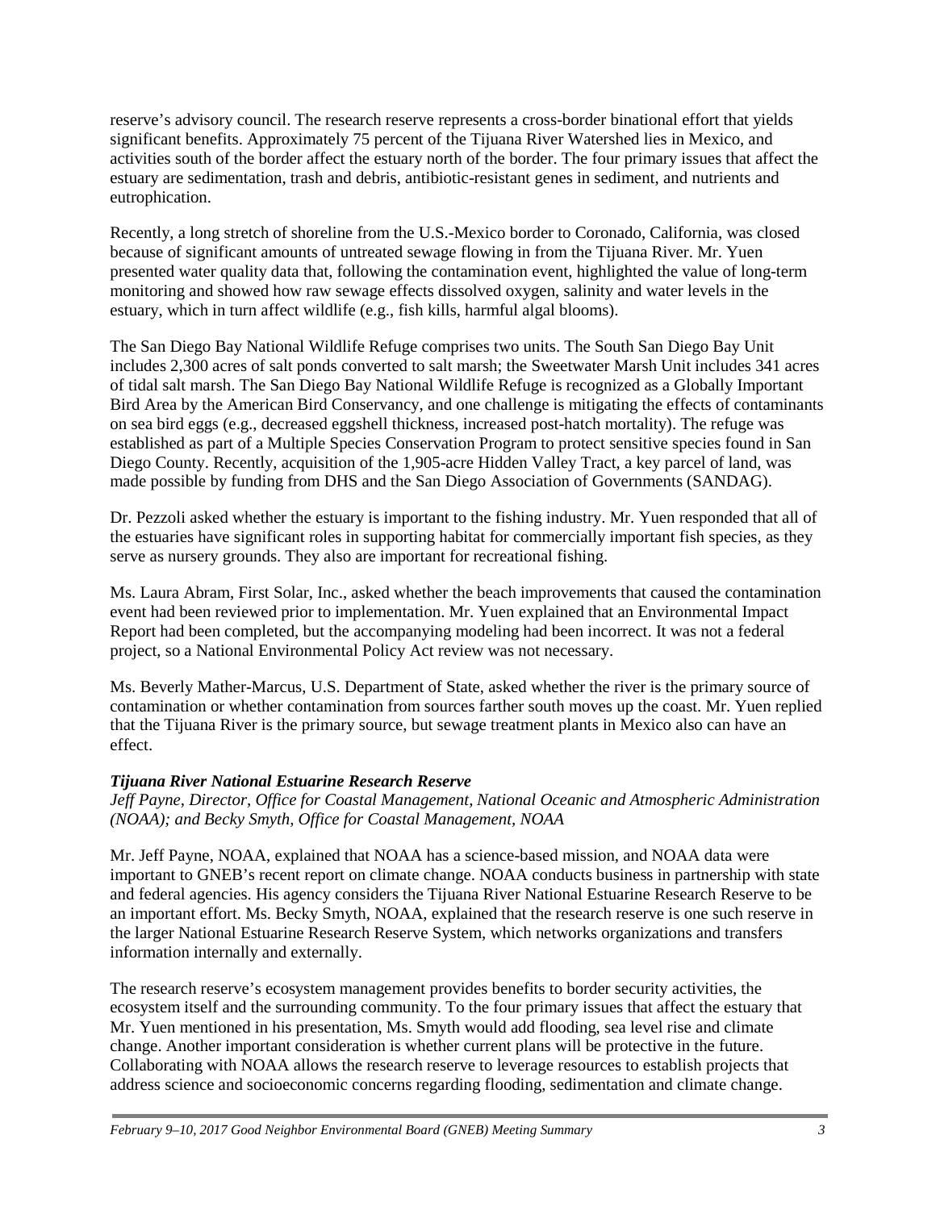reserve's advisory council. The research reserve represents a cross-border binational effort that yields significant benefits. Approximately 75 percent of the Tijuana River Watershed lies in Mexico, and activities south of the border affect the estuary north of the border. The four primary issues that affect the estuary are sedimentation, trash and debris, antibiotic-resistant genes in sediment, and nutrients and eutrophication.

Recently, a long stretch of shoreline from the U.S.-Mexico border to Coronado, California, was closed because of significant amounts of untreated sewage flowing in from the Tijuana River. Mr. Yuen presented water quality data that, following the contamination event, highlighted the value of long-term monitoring and showed how raw sewage effects dissolved oxygen, salinity and water levels in the estuary, which in turn affect wildlife (e.g., fish kills, harmful algal blooms).

The San Diego Bay National Wildlife Refuge comprises two units. The South San Diego Bay Unit includes 2,300 acres of salt ponds converted to salt marsh; the Sweetwater Marsh Unit includes 341 acres of tidal salt marsh. The San Diego Bay National Wildlife Refuge is recognized as a Globally Important Bird Area by the American Bird Conservancy, and one challenge is mitigating the effects of contaminants on sea bird eggs (e.g., decreased eggshell thickness, increased post-hatch mortality). The refuge was established as part of a Multiple Species Conservation Program to protect sensitive species found in San Diego County. Recently, acquisition of the 1,905-acre Hidden Valley Tract, a key parcel of land, was made possible by funding from DHS and the San Diego Association of Governments (SANDAG).

Dr. Pezzoli asked whether the estuary is important to the fishing industry. Mr. Yuen responded that all of the estuaries have significant roles in supporting habitat for commercially important fish species, as they serve as nursery grounds. They also are important for recreational fishing.

Ms. Laura Abram, First Solar, Inc., asked whether the beach improvements that caused the contamination event had been reviewed prior to implementation. Mr. Yuen explained that an Environmental Impact Report had been completed, but the accompanying modeling had been incorrect. It was not a federal project, so a National Environmental Policy Act review was not necessary.

Ms. Beverly Mather-Marcus, U.S. Department of State, asked whether the river is the primary source of contamination or whether contamination from sources farther south moves up the coast. Mr. Yuen replied that the Tijuana River is the primary source, but sewage treatment plants in Mexico also can have an effect.

### *Tijuana River National Estuarine Research Reserve*

*Jeff Payne, Director, Office for Coastal Management, National Oceanic and Atmospheric Administration (NOAA); and Becky Smyth, Office for Coastal Management, NOAA*

Mr. Jeff Payne, NOAA, explained that NOAA has a science-based mission, and NOAA data were important to GNEB's recent report on climate change. NOAA conducts business in partnership with state and federal agencies. His agency considers the Tijuana River National Estuarine Research Reserve to be an important effort. Ms. Becky Smyth, NOAA, explained that the research reserve is one such reserve in the larger National Estuarine Research Reserve System, which networks organizations and transfers information internally and externally.

The research reserve's ecosystem management provides benefits to border security activities, the ecosystem itself and the surrounding community. To the four primary issues that affect the estuary that Mr. Yuen mentioned in his presentation, Ms. Smyth would add flooding, sea level rise and climate change. Another important consideration is whether current plans will be protective in the future. Collaborating with NOAA allows the research reserve to leverage resources to establish projects that address science and socioeconomic concerns regarding flooding, sedimentation and climate change.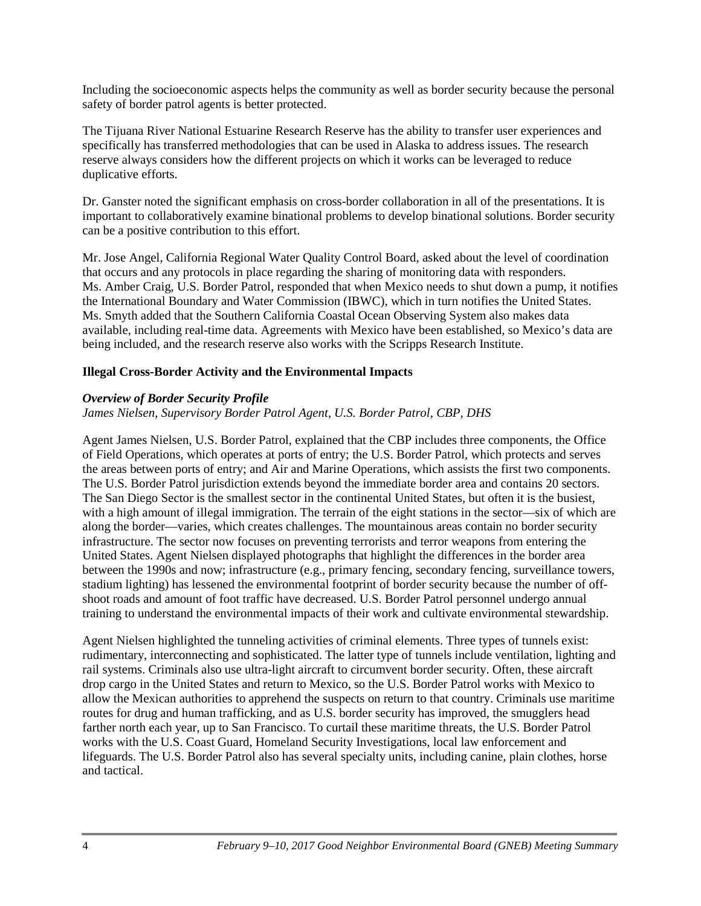Including the socioeconomic aspects helps the community as well as border security because the personal safety of border patrol agents is better protected.

The Tijuana River National Estuarine Research Reserve has the ability to transfer user experiences and specifically has transferred methodologies that can be used in Alaska to address issues. The research reserve always considers how the different projects on which it works can be leveraged to reduce duplicative efforts.

Dr. Ganster noted the significant emphasis on cross-border collaboration in all of the presentations. It is important to collaboratively examine binational problems to develop binational solutions. Border security can be a positive contribution to this effort.

Mr. Jose Angel, California Regional Water Quality Control Board, asked about the level of coordination that occurs and any protocols in place regarding the sharing of monitoring data with responders. Ms. Amber Craig, U.S. Border Patrol, responded that when Mexico needs to shut down a pump, it notifies the International Boundary and Water Commission (IBWC), which in turn notifies the United States. Ms. Smyth added that the Southern California Coastal Ocean Observing System also makes data available, including real-time data. Agreements with Mexico have been established, so Mexico's data are being included, and the research reserve also works with the Scripps Research Institute.

### Illegal Cross-Border Activity and the Environmental Impacts

#### *Overview of Border Security Profile*

*James Nielsen, Supervisory Border Patrol Agent, U.S. Border Patrol, CBP, DHS*

Agent James Nielsen, U.S. Border Patrol, explained that the CBP includes three components, the Office of Field Operations, which operates at ports of entry; the U.S. Border Patrol, which protects and serves the areas between ports of entry; and Air and Marine Operations, which assists the first two components. The U.S. Border Patrol jurisdiction extends beyond the immediate border area and contains 20 sectors. The San Diego Sector is the smallest sector in the continental United States, but often it is the busiest, with a high amount of illegal immigration. The terrain of the eight stations in the sector—six of which are along the border—varies, which creates challenges. The mountainous areas contain no border security infrastructure. The sector now focuses on preventing terrorists and terror weapons from entering the United States. Agent Nielsen displayed photographs that highlight the differences in the border area between the 1990s and now; infrastructure (e.g., primary fencing, secondary fencing, surveillance towers, stadium lighting) has lessened the environmental footprint of border security because the number of off-shoot roads and amount of foot traffic have decreased. U.S. Border Patrol personnel undergo annual training to understand the environmental impacts of their work and cultivate environmental stewardship.

Agent Nielsen highlighted the tunneling activities of criminal elements. Three types of tunnels exist: rudimentary, interconnecting and sophisticated. The latter type of tunnels include ventilation, lighting and rail systems. Criminals also use ultra-light aircraft to circumvent border security. Often, these aircraft drop cargo in the United States and return to Mexico, so the U.S. Border Patrol works with Mexico to allow the Mexican authorities to apprehend the suspects on return to that country. Criminals use maritime routes for drug and human trafficking, and as U.S. border security has improved, the smugglers head farther north each year, up to San Francisco. To curtail these maritime threats, the U.S. Border Patrol works with the U.S. Coast Guard, Homeland Security Investigations, local law enforcement and lifeguards. The U.S. Border Patrol also has several specialty units, including canine, plain clothes, horse and tactical.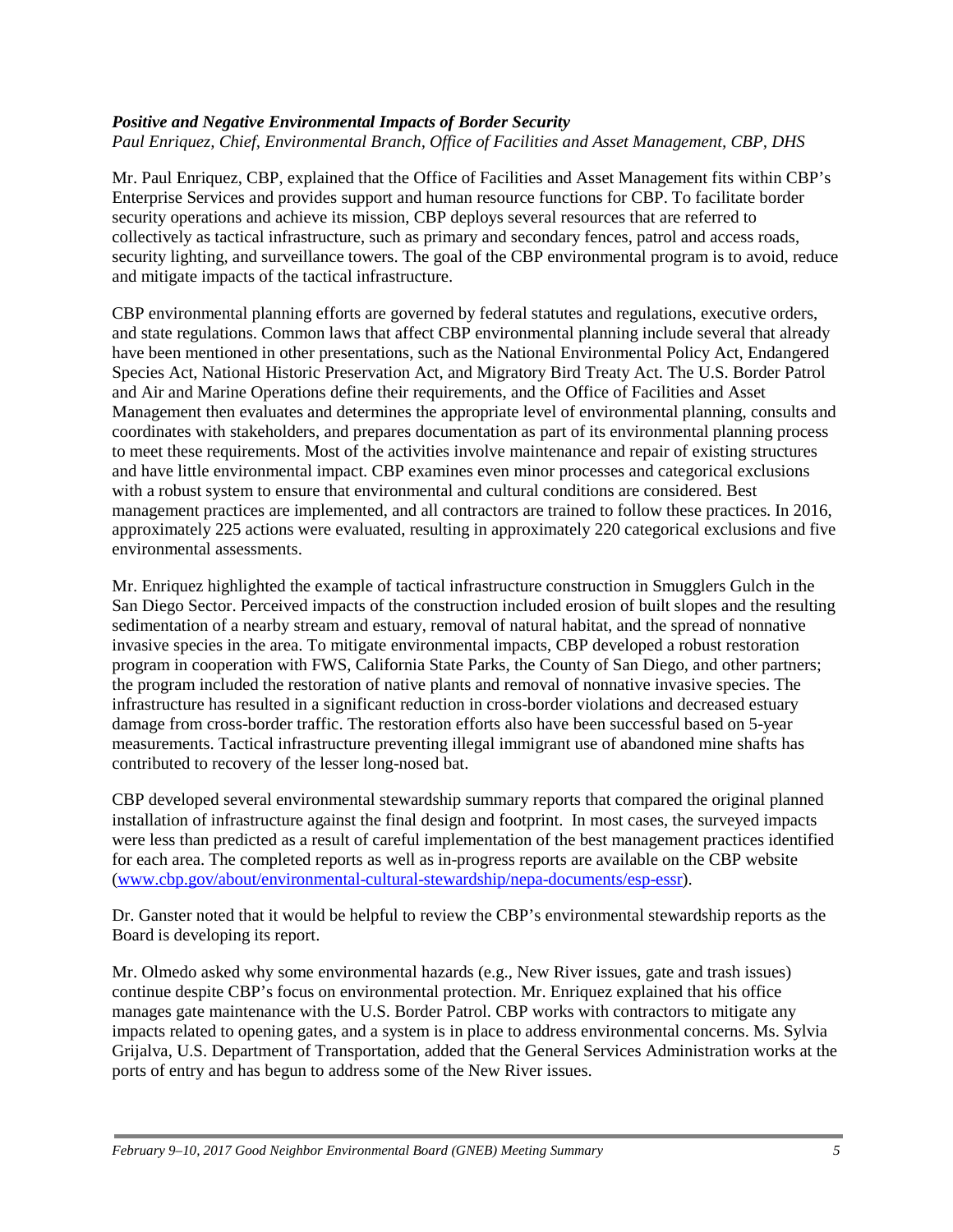***Positive and Negative Environmental Impacts of Border Security***
*Paul Enriquez, Chief, Environmental Branch, Office of Facilities and Asset Management, CBP, DHS*

Mr. Paul Enriquez, CBP, explained that the Office of Facilities and Asset Management fits within CBP's Enterprise Services and provides support and human resource functions for CBP. To facilitate border security operations and achieve its mission, CBP deploys several resources that are referred to collectively as tactical infrastructure, such as primary and secondary fences, patrol and access roads, security lighting, and surveillance towers. The goal of the CBP environmental program is to avoid, reduce and mitigate impacts of the tactical infrastructure.

CBP environmental planning efforts are governed by federal statutes and regulations, executive orders, and state regulations. Common laws that affect CBP environmental planning include several that already have been mentioned in other presentations, such as the National Environmental Policy Act, Endangered Species Act, National Historic Preservation Act, and Migratory Bird Treaty Act. The U.S. Border Patrol and Air and Marine Operations define their requirements, and the Office of Facilities and Asset Management then evaluates and determines the appropriate level of environmental planning, consults and coordinates with stakeholders, and prepares documentation as part of its environmental planning process to meet these requirements. Most of the activities involve maintenance and repair of existing structures and have little environmental impact. CBP examines even minor processes and categorical exclusions with a robust system to ensure that environmental and cultural conditions are considered. Best management practices are implemented, and all contractors are trained to follow these practices. In 2016, approximately 225 actions were evaluated, resulting in approximately 220 categorical exclusions and five environmental assessments.

Mr. Enriquez highlighted the example of tactical infrastructure construction in Smugglers Gulch in the San Diego Sector. Perceived impacts of the construction included erosion of built slopes and the resulting sedimentation of a nearby stream and estuary, removal of natural habitat, and the spread of nonnative invasive species in the area. To mitigate environmental impacts, CBP developed a robust restoration program in cooperation with FWS, California State Parks, the County of San Diego, and other partners; the program included the restoration of native plants and removal of nonnative invasive species. The infrastructure has resulted in a significant reduction in cross-border violations and decreased estuary damage from cross-border traffic. The restoration efforts also have been successful based on 5-year measurements. Tactical infrastructure preventing illegal immigrant use of abandoned mine shafts has contributed to recovery of the lesser long-nosed bat.

CBP developed several environmental stewardship summary reports that compared the original planned installation of infrastructure against the final design and footprint. In most cases, the surveyed impacts were less than predicted as a result of careful implementation of the best management practices identified for each area. The completed reports as well as in-progress reports are available on the CBP website ([www.cbp.gov/about/environmental-cultural-stewardship/nepa-documents/esp-essr](www.cbp.gov/about/environmental-cultural-stewardship/nepa-documents/esp-essr)).

Dr. Ganster noted that it would be helpful to review the CBP's environmental stewardship reports as the Board is developing its report.

Mr. Olmedo asked why some environmental hazards (e.g., New River issues, gate and trash issues) continue despite CBP's focus on environmental protection. Mr. Enriquez explained that his office manages gate maintenance with the U.S. Border Patrol. CBP works with contractors to mitigate any impacts related to opening gates, and a system is in place to address environmental concerns. Ms. Sylvia Grijalva, U.S. Department of Transportation, added that the General Services Administration works at the ports of entry and has begun to address some of the New River issues.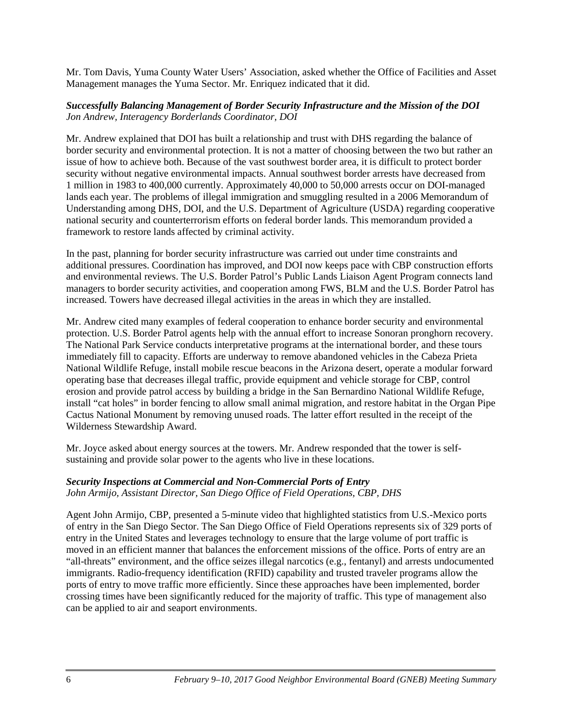Mr. Tom Davis, Yuma County Water Users' Association, asked whether the Office of Facilities and Asset Management manages the Yuma Sector. Mr. Enriquez indicated that it did.

***Successfully Balancing Management of Border Security Infrastructure and the Mission of the DOI***
*Jon Andrew, Interagency Borderlands Coordinator, DOI*

Mr. Andrew explained that DOI has built a relationship and trust with DHS regarding the balance of border security and environmental protection. It is not a matter of choosing between the two but rather an issue of how to achieve both. Because of the vast southwest border area, it is difficult to protect border security without negative environmental impacts. Annual southwest border arrests have decreased from 1 million in 1983 to 400,000 currently. Approximately 40,000 to 50,000 arrests occur on DOI-managed lands each year. The problems of illegal immigration and smuggling resulted in a 2006 Memorandum of Understanding among DHS, DOI, and the U.S. Department of Agriculture (USDA) regarding cooperative national security and counterterrorism efforts on federal border lands. This memorandum provided a framework to restore lands affected by criminal activity.

In the past, planning for border security infrastructure was carried out under time constraints and additional pressures. Coordination has improved, and DOI now keeps pace with CBP construction efforts and environmental reviews. The U.S. Border Patrol's Public Lands Liaison Agent Program connects land managers to border security activities, and cooperation among FWS, BLM and the U.S. Border Patrol has increased. Towers have decreased illegal activities in the areas in which they are installed.

Mr. Andrew cited many examples of federal cooperation to enhance border security and environmental protection. U.S. Border Patrol agents help with the annual effort to increase Sonoran pronghorn recovery. The National Park Service conducts interpretative programs at the international border, and these tours immediately fill to capacity. Efforts are underway to remove abandoned vehicles in the Cabeza Prieta National Wildlife Refuge, install mobile rescue beacons in the Arizona desert, operate a modular forward operating base that decreases illegal traffic, provide equipment and vehicle storage for CBP, control erosion and provide patrol access by building a bridge in the San Bernardino National Wildlife Refuge, install "cat holes" in border fencing to allow small animal migration, and restore habitat in the Organ Pipe Cactus National Monument by removing unused roads. The latter effort resulted in the receipt of the Wilderness Stewardship Award.

Mr. Joyce asked about energy sources at the towers. Mr. Andrew responded that the tower is self-sustaining and provide solar power to the agents who live in these locations.

***Security Inspections at Commercial and Non-Commercial Ports of Entry***
*John Armijo, Assistant Director, San Diego Office of Field Operations, CBP, DHS*

Agent John Armijo, CBP, presented a 5-minute video that highlighted statistics from U.S.-Mexico ports of entry in the San Diego Sector. The San Diego Office of Field Operations represents six of 329 ports of entry in the United States and leverages technology to ensure that the large volume of port traffic is moved in an efficient manner that balances the enforcement missions of the office. Ports of entry are an "all-threats" environment, and the office seizes illegal narcotics (e.g., fentanyl) and arrests undocumented immigrants. Radio-frequency identification (RFID) capability and trusted traveler programs allow the ports of entry to move traffic more efficiently. Since these approaches have been implemented, border crossing times have been significantly reduced for the majority of traffic. This type of management also can be applied to air and seaport environments.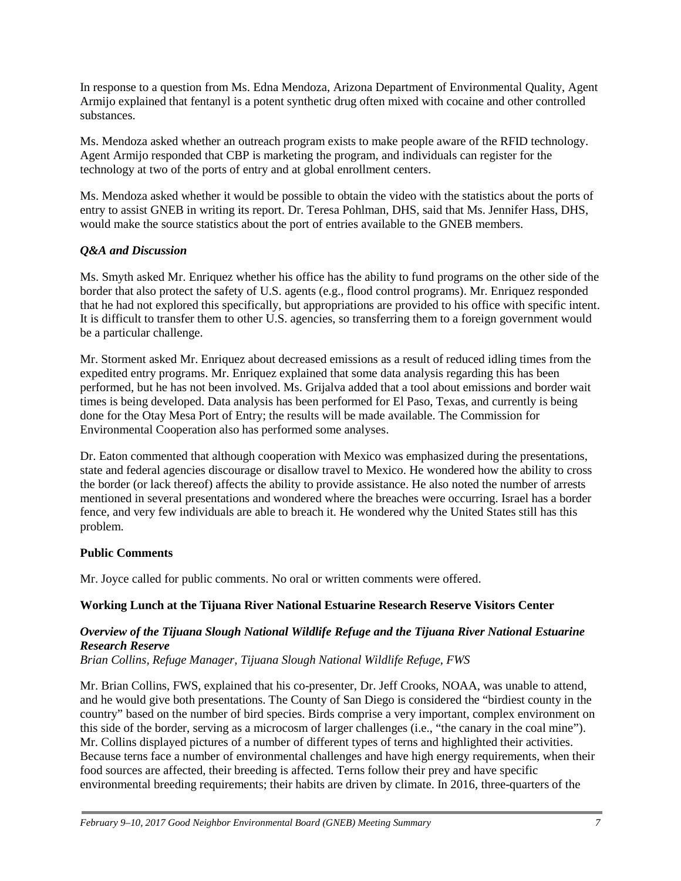In response to a question from Ms. Edna Mendoza, Arizona Department of Environmental Quality, Agent Armijo explained that fentanyl is a potent synthetic drug often mixed with cocaine and other controlled substances.

Ms. Mendoza asked whether an outreach program exists to make people aware of the RFID technology. Agent Armijo responded that CBP is marketing the program, and individuals can register for the technology at two of the ports of entry and at global enrollment centers.

Ms. Mendoza asked whether it would be possible to obtain the video with the statistics about the ports of entry to assist GNEB in writing its report. Dr. Teresa Pohlman, DHS, said that Ms. Jennifer Hass, DHS, would make the source statistics about the port of entries available to the GNEB members.

### *Q&A and Discussion*

Ms. Smyth asked Mr. Enriquez whether his office has the ability to fund programs on the other side of the border that also protect the safety of U.S. agents (e.g., flood control programs). Mr. Enriquez responded that he had not explored this specifically, but appropriations are provided to his office with specific intent. It is difficult to transfer them to other U.S. agencies, so transferring them to a foreign government would be a particular challenge.

Mr. Storment asked Mr. Enriquez about decreased emissions as a result of reduced idling times from the expedited entry programs. Mr. Enriquez explained that some data analysis regarding this has been performed, but he has not been involved. Ms. Grijalva added that a tool about emissions and border wait times is being developed. Data analysis has been performed for El Paso, Texas, and currently is being done for the Otay Mesa Port of Entry; the results will be made available. The Commission for Environmental Cooperation also has performed some analyses.

Dr. Eaton commented that although cooperation with Mexico was emphasized during the presentations, state and federal agencies discourage or disallow travel to Mexico. He wondered how the ability to cross the border (or lack thereof) affects the ability to provide assistance. He also noted the number of arrests mentioned in several presentations and wondered where the breaches were occurring. Israel has a border fence, and very few individuals are able to breach it. He wondered why the United States still has this problem.

## Public Comments

Mr. Joyce called for public comments. No oral or written comments were offered.

## Working Lunch at the Tijuana River National Estuarine Research Reserve Visitors Center

### *Overview of the Tijuana Slough National Wildlife Refuge and the Tijuana River National Estuarine Research Reserve*

*Brian Collins, Refuge Manager, Tijuana Slough National Wildlife Refuge, FWS*

Mr. Brian Collins, FWS, explained that his co-presenter, Dr. Jeff Crooks, NOAA, was unable to attend, and he would give both presentations. The County of San Diego is considered the "birdiest county in the country" based on the number of bird species. Birds comprise a very important, complex environment on this side of the border, serving as a microcosm of larger challenges (i.e., "the canary in the coal mine"). Mr. Collins displayed pictures of a number of different types of terns and highlighted their activities. Because terns face a number of environmental challenges and have high energy requirements, when their food sources are affected, their breeding is affected. Terns follow their prey and have specific environmental breeding requirements; their habits are driven by climate. In 2016, three-quarters of the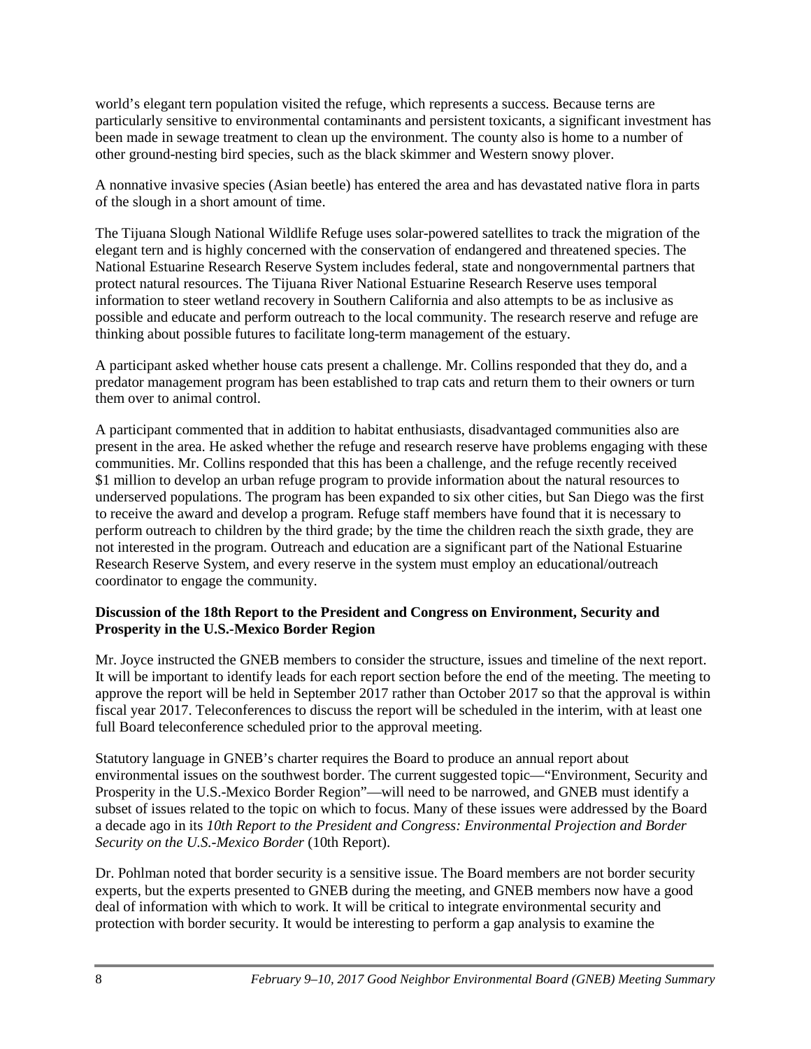world's elegant tern population visited the refuge, which represents a success. Because terns are particularly sensitive to environmental contaminants and persistent toxicants, a significant investment has been made in sewage treatment to clean up the environment. The county also is home to a number of other ground-nesting bird species, such as the black skimmer and Western snowy plover.

A nonnative invasive species (Asian beetle) has entered the area and has devastated native flora in parts of the slough in a short amount of time.

The Tijuana Slough National Wildlife Refuge uses solar-powered satellites to track the migration of the elegant tern and is highly concerned with the conservation of endangered and threatened species. The National Estuarine Research Reserve System includes federal, state and nongovernmental partners that protect natural resources. The Tijuana River National Estuarine Research Reserve uses temporal information to steer wetland recovery in Southern California and also attempts to be as inclusive as possible and educate and perform outreach to the local community. The research reserve and refuge are thinking about possible futures to facilitate long-term management of the estuary.

A participant asked whether house cats present a challenge. Mr. Collins responded that they do, and a predator management program has been established to trap cats and return them to their owners or turn them over to animal control.

A participant commented that in addition to habitat enthusiasts, disadvantaged communities also are present in the area. He asked whether the refuge and research reserve have problems engaging with these communities. Mr. Collins responded that this has been a challenge, and the refuge recently received $1 million to develop an urban refuge program to provide information about the natural resources to underserved populations. The program has been expanded to six other cities, but San Diego was the first to receive the award and develop a program. Refuge staff members have found that it is necessary to perform outreach to children by the third grade; by the time the children reach the sixth grade, they are not interested in the program. Outreach and education are a significant part of the National Estuarine Research Reserve System, and every reserve in the system must employ an educational/outreach coordinator to engage the community.

**Discussion of the 18th Report to the President and Congress on Environment, Security and Prosperity in the U.S.-Mexico Border Region**

Mr. Joyce instructed the GNEB members to consider the structure, issues and timeline of the next report. It will be important to identify leads for each report section before the end of the meeting. The meeting to approve the report will be held in September 2017 rather than October 2017 so that the approval is within fiscal year 2017. Teleconferences to discuss the report will be scheduled in the interim, with at least one full Board teleconference scheduled prior to the approval meeting.

Statutory language in GNEB's charter requires the Board to produce an annual report about environmental issues on the southwest border. The current suggested topic—"Environment, Security and Prosperity in the U.S.-Mexico Border Region"—will need to be narrowed, and GNEB must identify a subset of issues related to the topic on which to focus. Many of these issues were addressed by the Board a decade ago in its *10th Report to the President and Congress: Environmental Projection and Border Security on the U.S.-Mexico Border* (10th Report).

Dr. Pohlman noted that border security is a sensitive issue. The Board members are not border security experts, but the experts presented to GNEB during the meeting, and GNEB members now have a good deal of information with which to work. It will be critical to integrate environmental security and protection with border security. It would be interesting to perform a gap analysis to examine the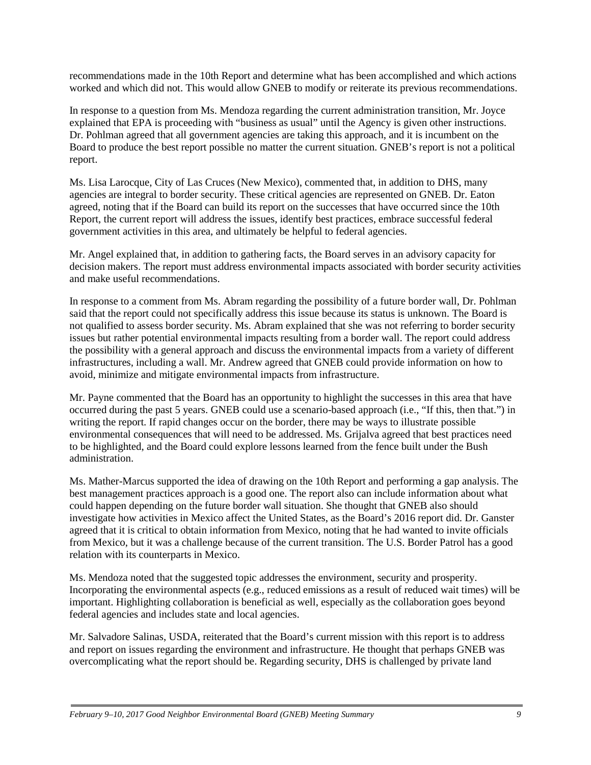recommendations made in the 10th Report and determine what has been accomplished and which actions worked and which did not. This would allow GNEB to modify or reiterate its previous recommendations.

In response to a question from Ms. Mendoza regarding the current administration transition, Mr. Joyce explained that EPA is proceeding with "business as usual" until the Agency is given other instructions. Dr. Pohlman agreed that all government agencies are taking this approach, and it is incumbent on the Board to produce the best report possible no matter the current situation. GNEB's report is not a political report.

Ms. Lisa Larocque, City of Las Cruces (New Mexico), commented that, in addition to DHS, many agencies are integral to border security. These critical agencies are represented on GNEB. Dr. Eaton agreed, noting that if the Board can build its report on the successes that have occurred since the 10th Report, the current report will address the issues, identify best practices, embrace successful federal government activities in this area, and ultimately be helpful to federal agencies.

Mr. Angel explained that, in addition to gathering facts, the Board serves in an advisory capacity for decision makers. The report must address environmental impacts associated with border security activities and make useful recommendations.

In response to a comment from Ms. Abram regarding the possibility of a future border wall, Dr. Pohlman said that the report could not specifically address this issue because its status is unknown. The Board is not qualified to assess border security. Ms. Abram explained that she was not referring to border security issues but rather potential environmental impacts resulting from a border wall. The report could address the possibility with a general approach and discuss the environmental impacts from a variety of different infrastructures, including a wall. Mr. Andrew agreed that GNEB could provide information on how to avoid, minimize and mitigate environmental impacts from infrastructure.

Mr. Payne commented that the Board has an opportunity to highlight the successes in this area that have occurred during the past 5 years. GNEB could use a scenario-based approach (i.e., "If this, then that.") in writing the report. If rapid changes occur on the border, there may be ways to illustrate possible environmental consequences that will need to be addressed. Ms. Grijalva agreed that best practices need to be highlighted, and the Board could explore lessons learned from the fence built under the Bush administration.

Ms. Mather-Marcus supported the idea of drawing on the 10th Report and performing a gap analysis. The best management practices approach is a good one. The report also can include information about what could happen depending on the future border wall situation. She thought that GNEB also should investigate how activities in Mexico affect the United States, as the Board's 2016 report did. Dr. Ganster agreed that it is critical to obtain information from Mexico, noting that he had wanted to invite officials from Mexico, but it was a challenge because of the current transition. The U.S. Border Patrol has a good relation with its counterparts in Mexico.

Ms. Mendoza noted that the suggested topic addresses the environment, security and prosperity. Incorporating the environmental aspects (e.g., reduced emissions as a result of reduced wait times) will be important. Highlighting collaboration is beneficial as well, especially as the collaboration goes beyond federal agencies and includes state and local agencies.

Mr. Salvadore Salinas, USDA, reiterated that the Board's current mission with this report is to address and report on issues regarding the environment and infrastructure. He thought that perhaps GNEB was overcomplicating what the report should be. Regarding security, DHS is challenged by private land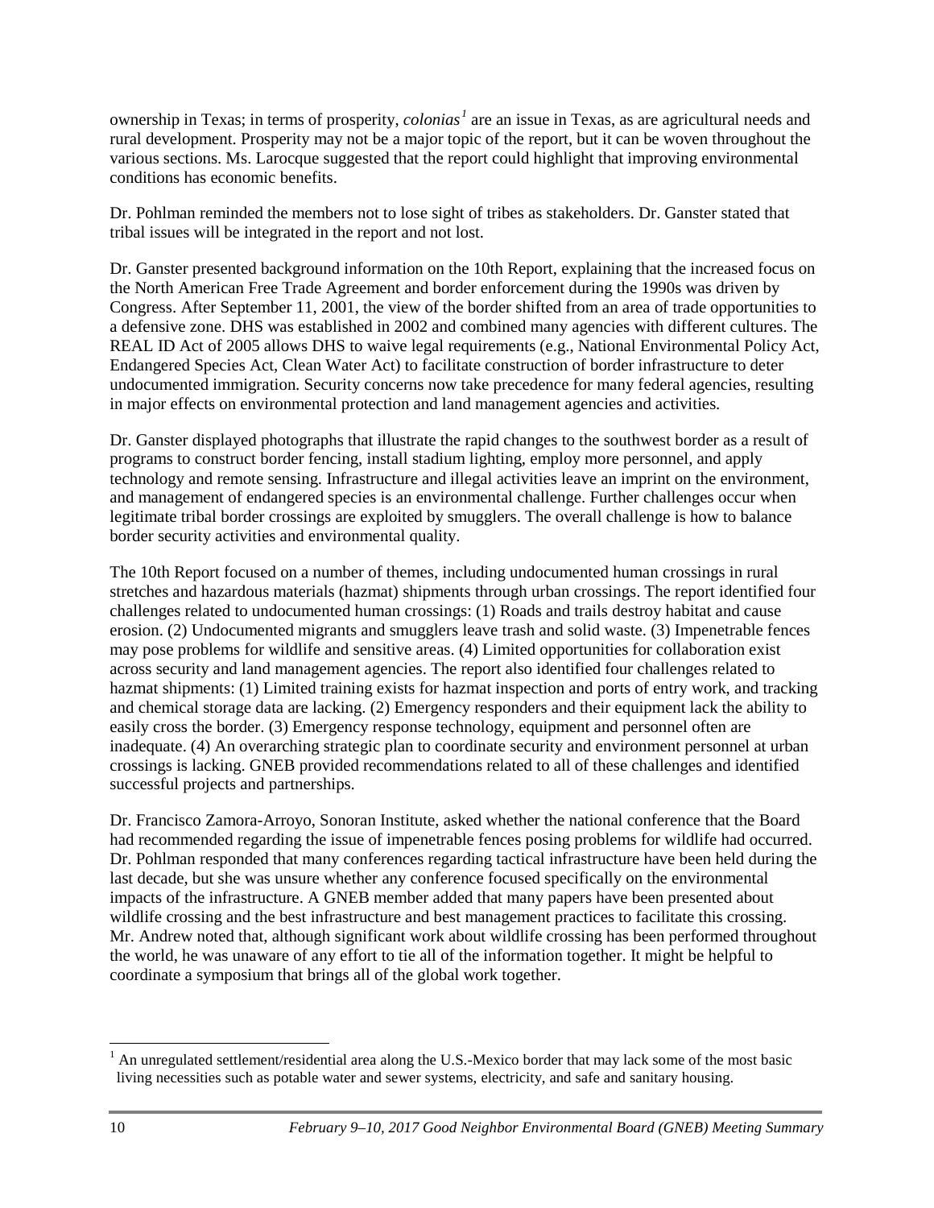ownership in Texas; in terms of prosperity, *colonias*[1] are an issue in Texas, as are agricultural needs and rural development. Prosperity may not be a major topic of the report, but it can be woven throughout the various sections. Ms. Larocque suggested that the report could highlight that improving environmental conditions has economic benefits.

Dr. Pohlman reminded the members not to lose sight of tribes as stakeholders. Dr. Ganster stated that tribal issues will be integrated in the report and not lost.

Dr. Ganster presented background information on the 10th Report, explaining that the increased focus on the North American Free Trade Agreement and border enforcement during the 1990s was driven by Congress. After September 11, 2001, the view of the border shifted from an area of trade opportunities to a defensive zone. DHS was established in 2002 and combined many agencies with different cultures. The REAL ID Act of 2005 allows DHS to waive legal requirements (e.g., National Environmental Policy Act, Endangered Species Act, Clean Water Act) to facilitate construction of border infrastructure to deter undocumented immigration. Security concerns now take precedence for many federal agencies, resulting in major effects on environmental protection and land management agencies and activities.

Dr. Ganster displayed photographs that illustrate the rapid changes to the southwest border as a result of programs to construct border fencing, install stadium lighting, employ more personnel, and apply technology and remote sensing. Infrastructure and illegal activities leave an imprint on the environment, and management of endangered species is an environmental challenge. Further challenges occur when legitimate tribal border crossings are exploited by smugglers. The overall challenge is how to balance border security activities and environmental quality.

The 10th Report focused on a number of themes, including undocumented human crossings in rural stretches and hazardous materials (hazmat) shipments through urban crossings. The report identified four challenges related to undocumented human crossings: (1) Roads and trails destroy habitat and cause erosion. (2) Undocumented migrants and smugglers leave trash and solid waste. (3) Impenetrable fences may pose problems for wildlife and sensitive areas. (4) Limited opportunities for collaboration exist across security and land management agencies. The report also identified four challenges related to hazmat shipments: (1) Limited training exists for hazmat inspection and ports of entry work, and tracking and chemical storage data are lacking. (2) Emergency responders and their equipment lack the ability to easily cross the border. (3) Emergency response technology, equipment and personnel often are inadequate. (4) An overarching strategic plan to coordinate security and environment personnel at urban crossings is lacking. GNEB provided recommendations related to all of these challenges and identified successful projects and partnerships.

Dr. Francisco Zamora-Arroyo, Sonoran Institute, asked whether the national conference that the Board had recommended regarding the issue of impenetrable fences posing problems for wildlife had occurred. Dr. Pohlman responded that many conferences regarding tactical infrastructure have been held during the last decade, but she was unsure whether any conference focused specifically on the environmental impacts of the infrastructure. A GNEB member added that many papers have been presented about wildlife crossing and the best infrastructure and best management practices to facilitate this crossing. Mr. Andrew noted that, although significant work about wildlife crossing has been performed throughout the world, he was unaware of any effort to tie all of the information together. It might be helpful to coordinate a symposium that brings all of the global work together.

[1] An unregulated settlement/residential area along the U.S.-Mexico border that may lack some of the most basic living necessities such as potable water and sewer systems, electricity, and safe and sanitary housing.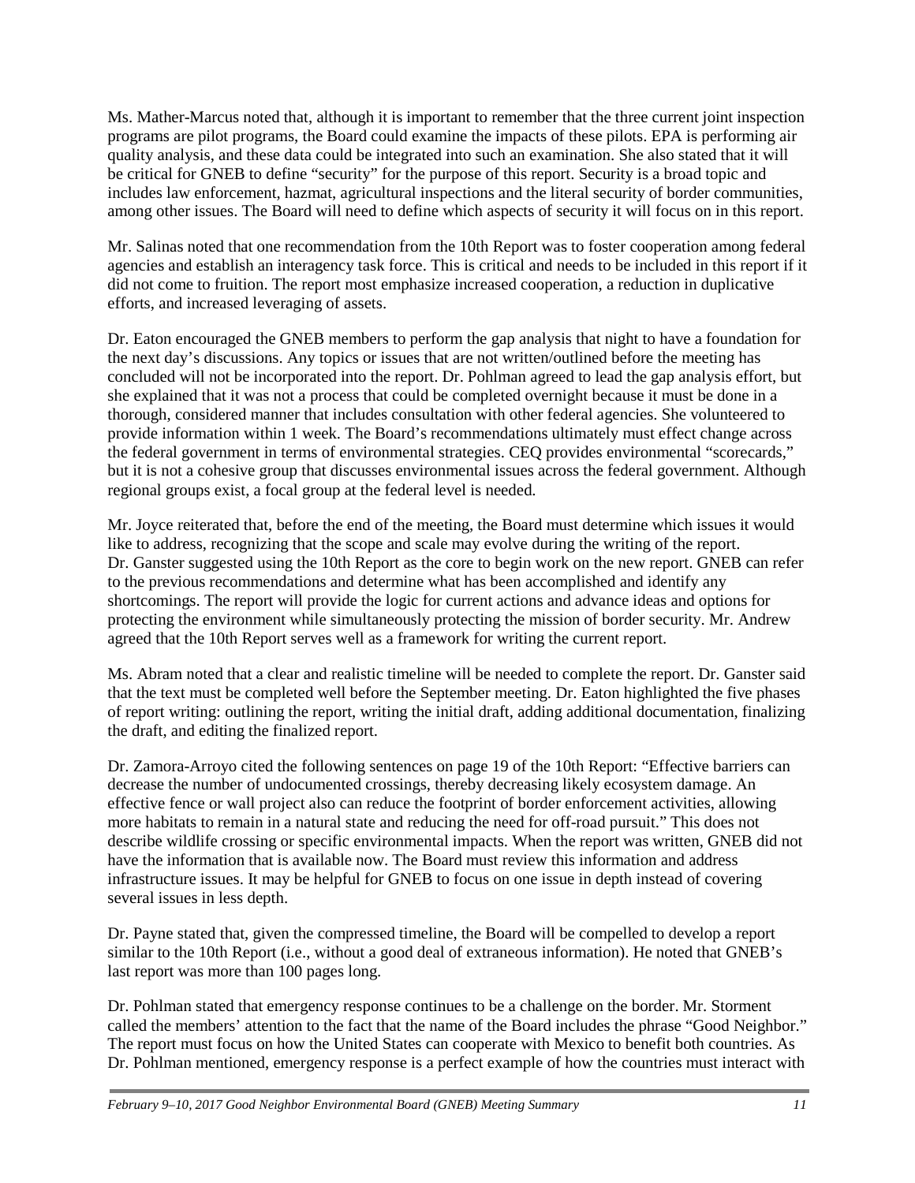Ms. Mather-Marcus noted that, although it is important to remember that the three current joint inspection programs are pilot programs, the Board could examine the impacts of these pilots. EPA is performing air quality analysis, and these data could be integrated into such an examination. She also stated that it will be critical for GNEB to define "security" for the purpose of this report. Security is a broad topic and includes law enforcement, hazmat, agricultural inspections and the literal security of border communities, among other issues. The Board will need to define which aspects of security it will focus on in this report.

Mr. Salinas noted that one recommendation from the 10th Report was to foster cooperation among federal agencies and establish an interagency task force. This is critical and needs to be included in this report if it did not come to fruition. The report most emphasize increased cooperation, a reduction in duplicative efforts, and increased leveraging of assets.

Dr. Eaton encouraged the GNEB members to perform the gap analysis that night to have a foundation for the next day's discussions. Any topics or issues that are not written/outlined before the meeting has concluded will not be incorporated into the report. Dr. Pohlman agreed to lead the gap analysis effort, but she explained that it was not a process that could be completed overnight because it must be done in a thorough, considered manner that includes consultation with other federal agencies. She volunteered to provide information within 1 week. The Board's recommendations ultimately must effect change across the federal government in terms of environmental strategies. CEQ provides environmental "scorecards," but it is not a cohesive group that discusses environmental issues across the federal government. Although regional groups exist, a focal group at the federal level is needed.

Mr. Joyce reiterated that, before the end of the meeting, the Board must determine which issues it would like to address, recognizing that the scope and scale may evolve during the writing of the report. Dr. Ganster suggested using the 10th Report as the core to begin work on the new report. GNEB can refer to the previous recommendations and determine what has been accomplished and identify any shortcomings. The report will provide the logic for current actions and advance ideas and options for protecting the environment while simultaneously protecting the mission of border security. Mr. Andrew agreed that the 10th Report serves well as a framework for writing the current report.

Ms. Abram noted that a clear and realistic timeline will be needed to complete the report. Dr. Ganster said that the text must be completed well before the September meeting. Dr. Eaton highlighted the five phases of report writing: outlining the report, writing the initial draft, adding additional documentation, finalizing the draft, and editing the finalized report.

Dr. Zamora-Arroyo cited the following sentences on page 19 of the 10th Report: "Effective barriers can decrease the number of undocumented crossings, thereby decreasing likely ecosystem damage. An effective fence or wall project also can reduce the footprint of border enforcement activities, allowing more habitats to remain in a natural state and reducing the need for off-road pursuit." This does not describe wildlife crossing or specific environmental impacts. When the report was written, GNEB did not have the information that is available now. The Board must review this information and address infrastructure issues. It may be helpful for GNEB to focus on one issue in depth instead of covering several issues in less depth.

Dr. Payne stated that, given the compressed timeline, the Board will be compelled to develop a report similar to the 10th Report (i.e., without a good deal of extraneous information). He noted that GNEB's last report was more than 100 pages long.

Dr. Pohlman stated that emergency response continues to be a challenge on the border. Mr. Storment called the members' attention to the fact that the name of the Board includes the phrase "Good Neighbor." The report must focus on how the United States can cooperate with Mexico to benefit both countries. As Dr. Pohlman mentioned, emergency response is a perfect example of how the countries must interact with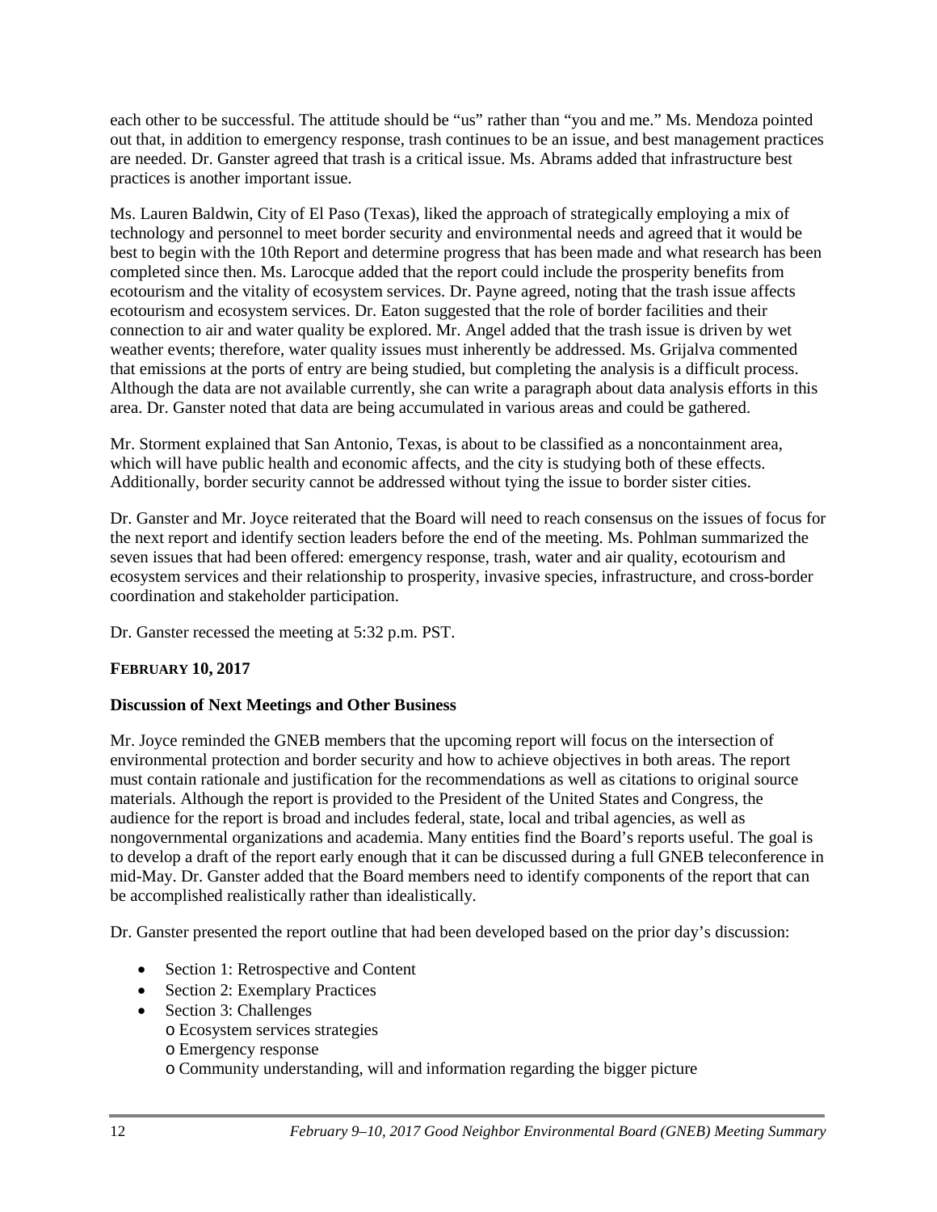each other to be successful. The attitude should be "us" rather than "you and me." Ms. Mendoza pointed out that, in addition to emergency response, trash continues to be an issue, and best management practices are needed. Dr. Ganster agreed that trash is a critical issue. Ms. Abrams added that infrastructure best practices is another important issue.

Ms. Lauren Baldwin, City of El Paso (Texas), liked the approach of strategically employing a mix of technology and personnel to meet border security and environmental needs and agreed that it would be best to begin with the 10th Report and determine progress that has been made and what research has been completed since then. Ms. Larocque added that the report could include the prosperity benefits from ecotourism and the vitality of ecosystem services. Dr. Payne agreed, noting that the trash issue affects ecotourism and ecosystem services. Dr. Eaton suggested that the role of border facilities and their connection to air and water quality be explored. Mr. Angel added that the trash issue is driven by wet weather events; therefore, water quality issues must inherently be addressed. Ms. Grijalva commented that emissions at the ports of entry are being studied, but completing the analysis is a difficult process. Although the data are not available currently, she can write a paragraph about data analysis efforts in this area. Dr. Ganster noted that data are being accumulated in various areas and could be gathered.

Mr. Storment explained that San Antonio, Texas, is about to be classified as a noncontainment area, which will have public health and economic affects, and the city is studying both of these effects. Additionally, border security cannot be addressed without tying the issue to border sister cities.

Dr. Ganster and Mr. Joyce reiterated that the Board will need to reach consensus on the issues of focus for the next report and identify section leaders before the end of the meeting. Ms. Pohlman summarized the seven issues that had been offered: emergency response, trash, water and air quality, ecotourism and ecosystem services and their relationship to prosperity, invasive species, infrastructure, and cross-border coordination and stakeholder participation.

Dr. Ganster recessed the meeting at 5:32 p.m. PST.

**FEBRUARY 10, 2017**

**Discussion of Next Meetings and Other Business**

Mr. Joyce reminded the GNEB members that the upcoming report will focus on the intersection of environmental protection and border security and how to achieve objectives in both areas. The report must contain rationale and justification for the recommendations as well as citations to original source materials. Although the report is provided to the President of the United States and Congress, the audience for the report is broad and includes federal, state, local and tribal agencies, as well as nongovernmental organizations and academia. Many entities find the Board's reports useful. The goal is to develop a draft of the report early enough that it can be discussed during a full GNEB teleconference in mid-May. Dr. Ganster added that the Board members need to identify components of the report that can be accomplished realistically rather than idealistically.

Dr. Ganster presented the report outline that had been developed based on the prior day's discussion:

- Section 1: Retrospective and Content
- Section 2: Exemplary Practices
- Section 3: Challenges
  - Ecosystem services strategies
  - Emergency response
  - Community understanding, will and information regarding the bigger picture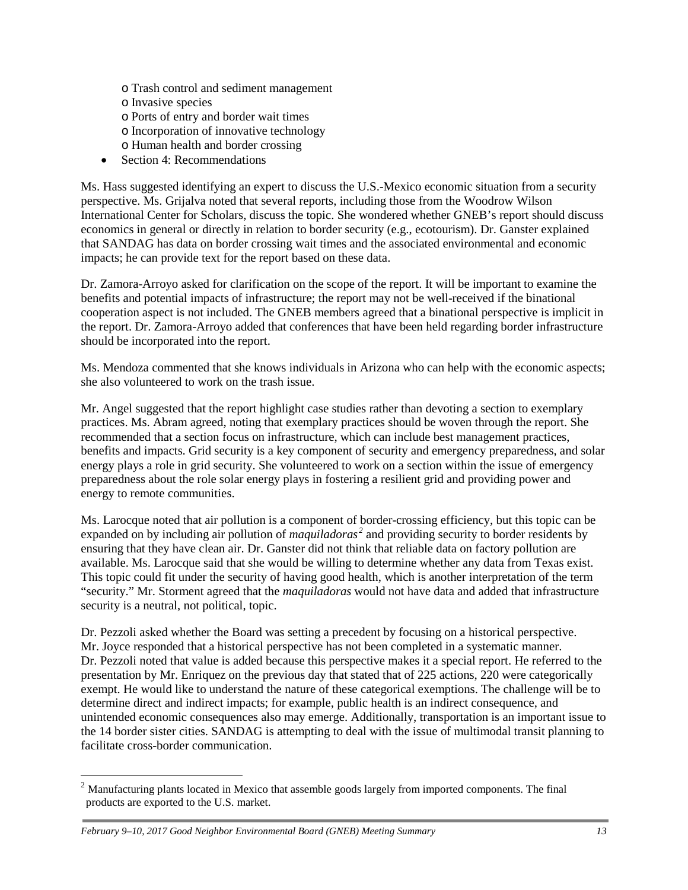- Trash control and sediment management
    - Invasive species
    - Ports of entry and border wait times
    - Incorporation of innovative technology
    - Human health and border crossing
- Section 4: Recommendations

Ms. Hass suggested identifying an expert to discuss the U.S.-Mexico economic situation from a security perspective. Ms. Grijalva noted that several reports, including those from the Woodrow Wilson International Center for Scholars, discuss the topic. She wondered whether GNEB's report should discuss economics in general or directly in relation to border security (e.g., ecotourism). Dr. Ganster explained that SANDAG has data on border crossing wait times and the associated environmental and economic impacts; he can provide text for the report based on these data.

Dr. Zamora-Arroyo asked for clarification on the scope of the report. It will be important to examine the benefits and potential impacts of infrastructure; the report may not be well-received if the binational cooperation aspect is not included. The GNEB members agreed that a binational perspective is implicit in the report. Dr. Zamora-Arroyo added that conferences that have been held regarding border infrastructure should be incorporated into the report.

Ms. Mendoza commented that she knows individuals in Arizona who can help with the economic aspects; she also volunteered to work on the trash issue.

Mr. Angel suggested that the report highlight case studies rather than devoting a section to exemplary practices. Ms. Abram agreed, noting that exemplary practices should be woven through the report. She recommended that a section focus on infrastructure, which can include best management practices, benefits and impacts. Grid security is a key component of security and emergency preparedness, and solar energy plays a role in grid security. She volunteered to work on a section within the issue of emergency preparedness about the role solar energy plays in fostering a resilient grid and providing power and energy to remote communities.

Ms. Larocque noted that air pollution is a component of border-crossing efficiency, but this topic can be expanded on by including air pollution of *maquiladoras*[2] and providing security to border residents by ensuring that they have clean air. Dr. Ganster did not think that reliable data on factory pollution are available. Ms. Larocque said that she would be willing to determine whether any data from Texas exist. This topic could fit under the security of having good health, which is another interpretation of the term "security." Mr. Storment agreed that the *maquiladoras* would not have data and added that infrastructure security is a neutral, not political, topic.

Dr. Pezzoli asked whether the Board was setting a precedent by focusing on a historical perspective. Mr. Joyce responded that a historical perspective has not been completed in a systematic manner. Dr. Pezzoli noted that value is added because this perspective makes it a special report. He referred to the presentation by Mr. Enriquez on the previous day that stated that of 225 actions, 220 were categorically exempt. He would like to understand the nature of these categorical exemptions. The challenge will be to determine direct and indirect impacts; for example, public health is an indirect consequence, and unintended economic consequences also may emerge. Additionally, transportation is an important issue to the 14 border sister cities. SANDAG is attempting to deal with the issue of multimodal transit planning to facilitate cross-border communication.

---

[2] Manufacturing plants located in Mexico that assemble goods largely from imported components. The final products are exported to the U.S. market.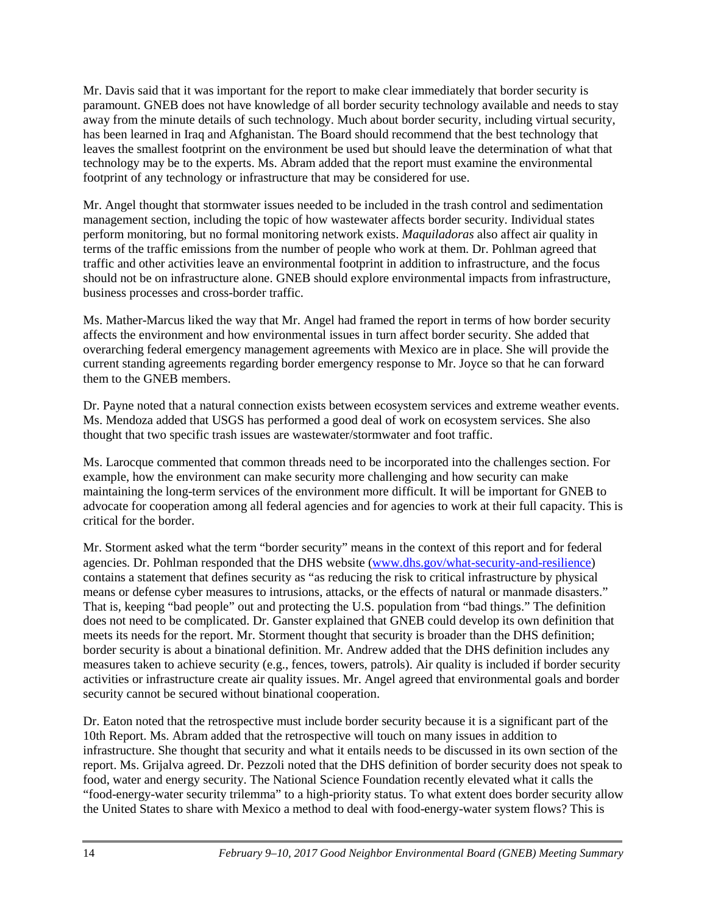Mr. Davis said that it was important for the report to make clear immediately that border security is paramount. GNEB does not have knowledge of all border security technology available and needs to stay away from the minute details of such technology. Much about border security, including virtual security, has been learned in Iraq and Afghanistan. The Board should recommend that the best technology that leaves the smallest footprint on the environment be used but should leave the determination of what that technology may be to the experts. Ms. Abram added that the report must examine the environmental footprint of any technology or infrastructure that may be considered for use.

Mr. Angel thought that stormwater issues needed to be included in the trash control and sedimentation management section, including the topic of how wastewater affects border security. Individual states perform monitoring, but no formal monitoring network exists. *Maquiladoras* also affect air quality in terms of the traffic emissions from the number of people who work at them. Dr. Pohlman agreed that traffic and other activities leave an environmental footprint in addition to infrastructure, and the focus should not be on infrastructure alone. GNEB should explore environmental impacts from infrastructure, business processes and cross-border traffic.

Ms. Mather-Marcus liked the way that Mr. Angel had framed the report in terms of how border security affects the environment and how environmental issues in turn affect border security. She added that overarching federal emergency management agreements with Mexico are in place. She will provide the current standing agreements regarding border emergency response to Mr. Joyce so that he can forward them to the GNEB members.

Dr. Payne noted that a natural connection exists between ecosystem services and extreme weather events. Ms. Mendoza added that USGS has performed a good deal of work on ecosystem services. She also thought that two specific trash issues are wastewater/stormwater and foot traffic.

Ms. Larocque commented that common threads need to be incorporated into the challenges section. For example, how the environment can make security more challenging and how security can make maintaining the long-term services of the environment more difficult. It will be important for GNEB to advocate for cooperation among all federal agencies and for agencies to work at their full capacity. This is critical for the border.

Mr. Storment asked what the term "border security" means in the context of this report and for federal agencies. Dr. Pohlman responded that the DHS website (www.dhs.gov/what-security-and-resilience) contains a statement that defines security as "as reducing the risk to critical infrastructure by physical means or defense cyber measures to intrusions, attacks, or the effects of natural or manmade disasters." That is, keeping "bad people" out and protecting the U.S. population from "bad things." The definition does not need to be complicated. Dr. Ganster explained that GNEB could develop its own definition that meets its needs for the report. Mr. Storment thought that security is broader than the DHS definition; border security is about a binational definition. Mr. Andrew added that the DHS definition includes any measures taken to achieve security (e.g., fences, towers, patrols). Air quality is included if border security activities or infrastructure create air quality issues. Mr. Angel agreed that environmental goals and border security cannot be secured without binational cooperation.

Dr. Eaton noted that the retrospective must include border security because it is a significant part of the 10th Report. Ms. Abram added that the retrospective will touch on many issues in addition to infrastructure. She thought that security and what it entails needs to be discussed in its own section of the report. Ms. Grijalva agreed. Dr. Pezzoli noted that the DHS definition of border security does not speak to food, water and energy security. The National Science Foundation recently elevated what it calls the "food-energy-water security trilemma" to a high-priority status. To what extent does border security allow the United States to share with Mexico a method to deal with food-energy-water system flows? This is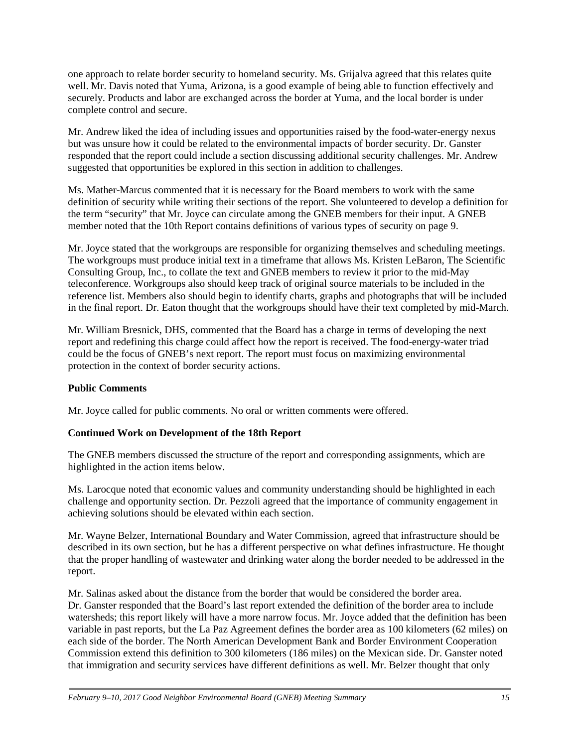one approach to relate border security to homeland security. Ms. Grijalva agreed that this relates quite well. Mr. Davis noted that Yuma, Arizona, is a good example of being able to function effectively and securely. Products and labor are exchanged across the border at Yuma, and the local border is under complete control and secure.

Mr. Andrew liked the idea of including issues and opportunities raised by the food-water-energy nexus but was unsure how it could be related to the environmental impacts of border security. Dr. Ganster responded that the report could include a section discussing additional security challenges. Mr. Andrew suggested that opportunities be explored in this section in addition to challenges.

Ms. Mather-Marcus commented that it is necessary for the Board members to work with the same definition of security while writing their sections of the report. She volunteered to develop a definition for the term "security" that Mr. Joyce can circulate among the GNEB members for their input. A GNEB member noted that the 10th Report contains definitions of various types of security on page 9.

Mr. Joyce stated that the workgroups are responsible for organizing themselves and scheduling meetings. The workgroups must produce initial text in a timeframe that allows Ms. Kristen LeBaron, The Scientific Consulting Group, Inc., to collate the text and GNEB members to review it prior to the mid-May teleconference. Workgroups also should keep track of original source materials to be included in the reference list. Members also should begin to identify charts, graphs and photographs that will be included in the final report. Dr. Eaton thought that the workgroups should have their text completed by mid-March.

Mr. William Bresnick, DHS, commented that the Board has a charge in terms of developing the next report and redefining this charge could affect how the report is received. The food-energy-water triad could be the focus of GNEB's next report. The report must focus on maximizing environmental protection in the context of border security actions.

**Public Comments**

Mr. Joyce called for public comments. No oral or written comments were offered.

**Continued Work on Development of the 18th Report**

The GNEB members discussed the structure of the report and corresponding assignments, which are highlighted in the action items below.

Ms. Larocque noted that economic values and community understanding should be highlighted in each challenge and opportunity section. Dr. Pezzoli agreed that the importance of community engagement in achieving solutions should be elevated within each section.

Mr. Wayne Belzer, International Boundary and Water Commission, agreed that infrastructure should be described in its own section, but he has a different perspective on what defines infrastructure. He thought that the proper handling of wastewater and drinking water along the border needed to be addressed in the report.

Mr. Salinas asked about the distance from the border that would be considered the border area. Dr. Ganster responded that the Board's last report extended the definition of the border area to include watersheds; this report likely will have a more narrow focus. Mr. Joyce added that the definition has been variable in past reports, but the La Paz Agreement defines the border area as 100 kilometers (62 miles) on each side of the border. The North American Development Bank and Border Environment Cooperation Commission extend this definition to 300 kilometers (186 miles) on the Mexican side. Dr. Ganster noted that immigration and security services have different definitions as well. Mr. Belzer thought that only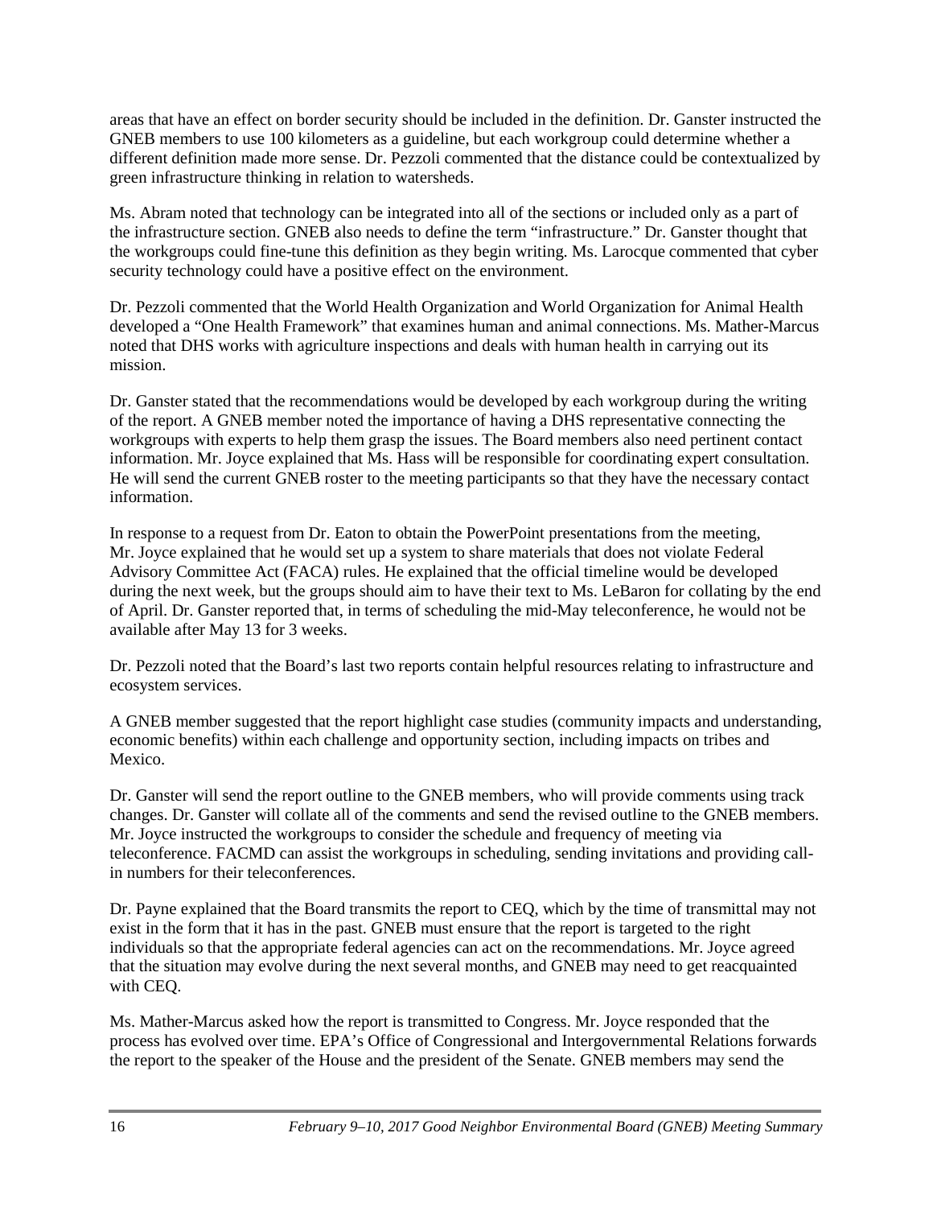areas that have an effect on border security should be included in the definition. Dr. Ganster instructed the GNEB members to use 100 kilometers as a guideline, but each workgroup could determine whether a different definition made more sense. Dr. Pezzoli commented that the distance could be contextualized by green infrastructure thinking in relation to watersheds.

Ms. Abram noted that technology can be integrated into all of the sections or included only as a part of the infrastructure section. GNEB also needs to define the term "infrastructure." Dr. Ganster thought that the workgroups could fine-tune this definition as they begin writing. Ms. Larocque commented that cyber security technology could have a positive effect on the environment.

Dr. Pezzoli commented that the World Health Organization and World Organization for Animal Health developed a "One Health Framework" that examines human and animal connections. Ms. Mather-Marcus noted that DHS works with agriculture inspections and deals with human health in carrying out its mission.

Dr. Ganster stated that the recommendations would be developed by each workgroup during the writing of the report. A GNEB member noted the importance of having a DHS representative connecting the workgroups with experts to help them grasp the issues. The Board members also need pertinent contact information. Mr. Joyce explained that Ms. Hass will be responsible for coordinating expert consultation. He will send the current GNEB roster to the meeting participants so that they have the necessary contact information.

In response to a request from Dr. Eaton to obtain the PowerPoint presentations from the meeting, Mr. Joyce explained that he would set up a system to share materials that does not violate Federal Advisory Committee Act (FACA) rules. He explained that the official timeline would be developed during the next week, but the groups should aim to have their text to Ms. LeBaron for collating by the end of April. Dr. Ganster reported that, in terms of scheduling the mid-May teleconference, he would not be available after May 13 for 3 weeks.

Dr. Pezzoli noted that the Board's last two reports contain helpful resources relating to infrastructure and ecosystem services.

A GNEB member suggested that the report highlight case studies (community impacts and understanding, economic benefits) within each challenge and opportunity section, including impacts on tribes and Mexico.

Dr. Ganster will send the report outline to the GNEB members, who will provide comments using track changes. Dr. Ganster will collate all of the comments and send the revised outline to the GNEB members. Mr. Joyce instructed the workgroups to consider the schedule and frequency of meeting via teleconference. FACMD can assist the workgroups in scheduling, sending invitations and providing call-in numbers for their teleconferences.

Dr. Payne explained that the Board transmits the report to CEQ, which by the time of transmittal may not exist in the form that it has in the past. GNEB must ensure that the report is targeted to the right individuals so that the appropriate federal agencies can act on the recommendations. Mr. Joyce agreed that the situation may evolve during the next several months, and GNEB may need to get reacquainted with CEQ.

Ms. Mather-Marcus asked how the report is transmitted to Congress. Mr. Joyce responded that the process has evolved over time. EPA's Office of Congressional and Intergovernmental Relations forwards the report to the speaker of the House and the president of the Senate. GNEB members may send the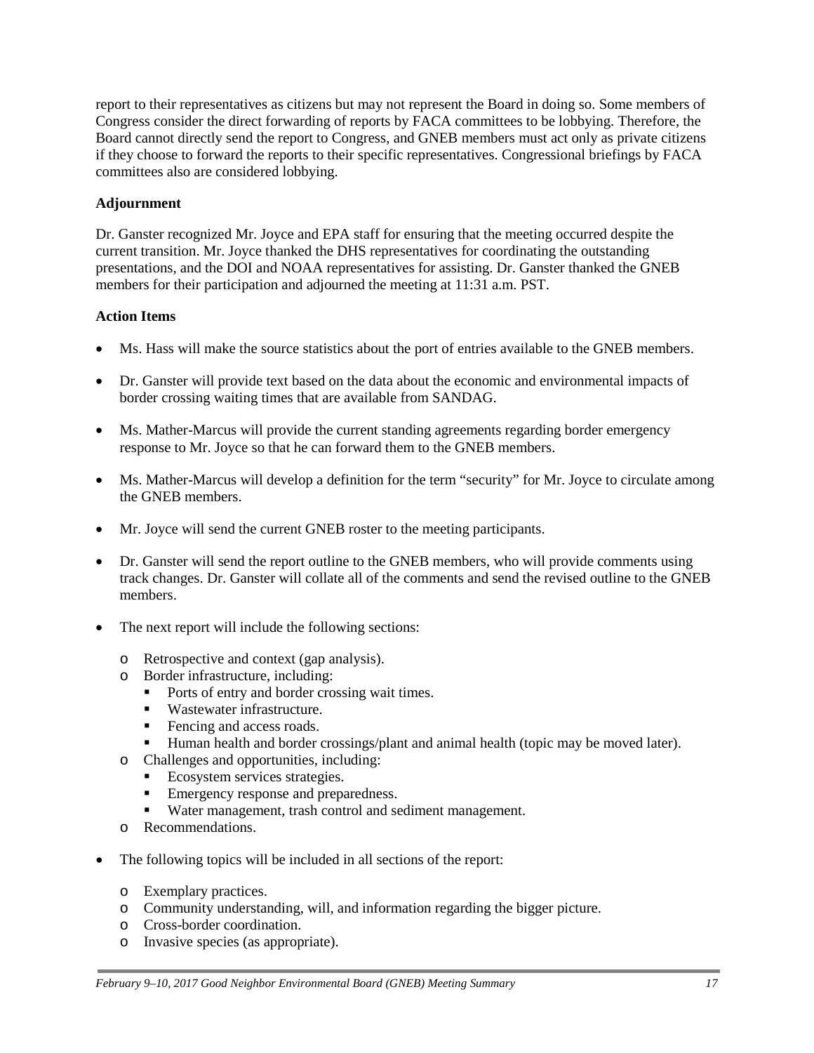report to their representatives as citizens but may not represent the Board in doing so. Some members of Congress consider the direct forwarding of reports by FACA committees to be lobbying. Therefore, the Board cannot directly send the report to Congress, and GNEB members must act only as private citizens if they choose to forward the reports to their specific representatives. Congressional briefings by FACA committees also are considered lobbying.

**Adjournment**

Dr. Ganster recognized Mr. Joyce and EPA staff for ensuring that the meeting occurred despite the current transition. Mr. Joyce thanked the DHS representatives for coordinating the outstanding presentations, and the DOI and NOAA representatives for assisting. Dr. Ganster thanked the GNEB members for their participation and adjourned the meeting at 11:31 a.m. PST.

**Action Items**

- Ms. Hass will make the source statistics about the port of entries available to the GNEB members.
- Dr. Ganster will provide text based on the data about the economic and environmental impacts of border crossing waiting times that are available from SANDAG.
- Ms. Mather-Marcus will provide the current standing agreements regarding border emergency response to Mr. Joyce so that he can forward them to the GNEB members.
- Ms. Mather-Marcus will develop a definition for the term "security" for Mr. Joyce to circulate among the GNEB members.
- Mr. Joyce will send the current GNEB roster to the meeting participants.
- Dr. Ganster will send the report outline to the GNEB members, who will provide comments using track changes. Dr. Ganster will collate all of the comments and send the revised outline to the GNEB members.
- The next report will include the following sections:
  - Retrospective and context (gap analysis).
  - Border infrastructure, including:
    - Ports of entry and border crossing wait times.
    - Wastewater infrastructure.
    - Fencing and access roads.
    - Human health and border crossings/plant and animal health (topic may be moved later).
  - Challenges and opportunities, including:
    - Ecosystem services strategies.
    - Emergency response and preparedness.
    - Water management, trash control and sediment management.
  - Recommendations.
- The following topics will be included in all sections of the report:
  - Exemplary practices.
  - Community understanding, will, and information regarding the bigger picture.
  - Cross-border coordination.
  - Invasive species (as appropriate).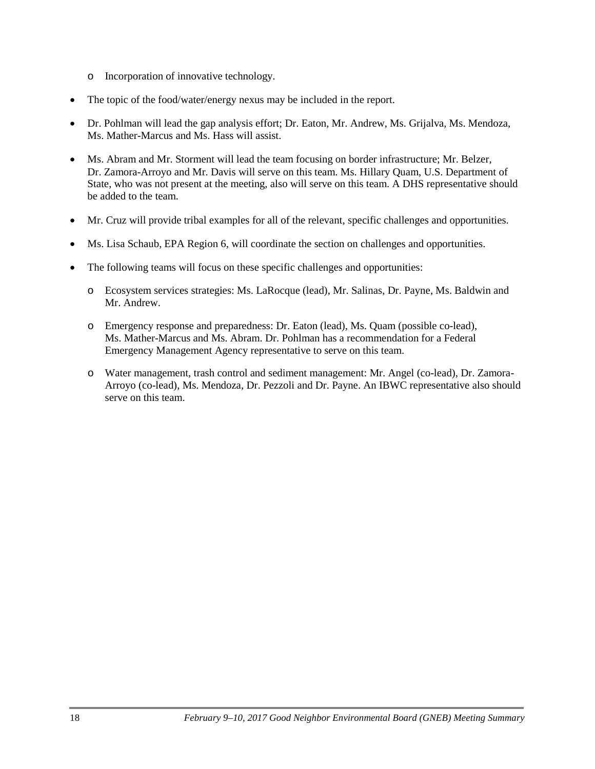- Incorporation of innovative technology.

- The topic of the food/water/energy nexus may be included in the report.

- Dr. Pohlman will lead the gap analysis effort; Dr. Eaton, Mr. Andrew, Ms. Grijalva, Ms. Mendoza, Ms. Mather-Marcus and Ms. Hass will assist.

- Ms. Abram and Mr. Storment will lead the team focusing on border infrastructure; Mr. Belzer, Dr. Zamora-Arroyo and Mr. Davis will serve on this team. Ms. Hillary Quam, U.S. Department of State, who was not present at the meeting, also will serve on this team. A DHS representative should be added to the team.

- Mr. Cruz will provide tribal examples for all of the relevant, specific challenges and opportunities.

- Ms. Lisa Schaub, EPA Region 6, will coordinate the section on challenges and opportunities.

- The following teams will focus on these specific challenges and opportunities:

  - Ecosystem services strategies: Ms. LaRocque (lead), Mr. Salinas, Dr. Payne, Ms. Baldwin and Mr. Andrew.

  - Emergency response and preparedness: Dr. Eaton (lead), Ms. Quam (possible co-lead), Ms. Mather-Marcus and Ms. Abram. Dr. Pohlman has a recommendation for a Federal Emergency Management Agency representative to serve on this team.

  - Water management, trash control and sediment management: Mr. Angel (co-lead), Dr. Zamora-Arroyo (co-lead), Ms. Mendoza, Dr. Pezzoli and Dr. Payne. An IBWC representative also should serve on this team.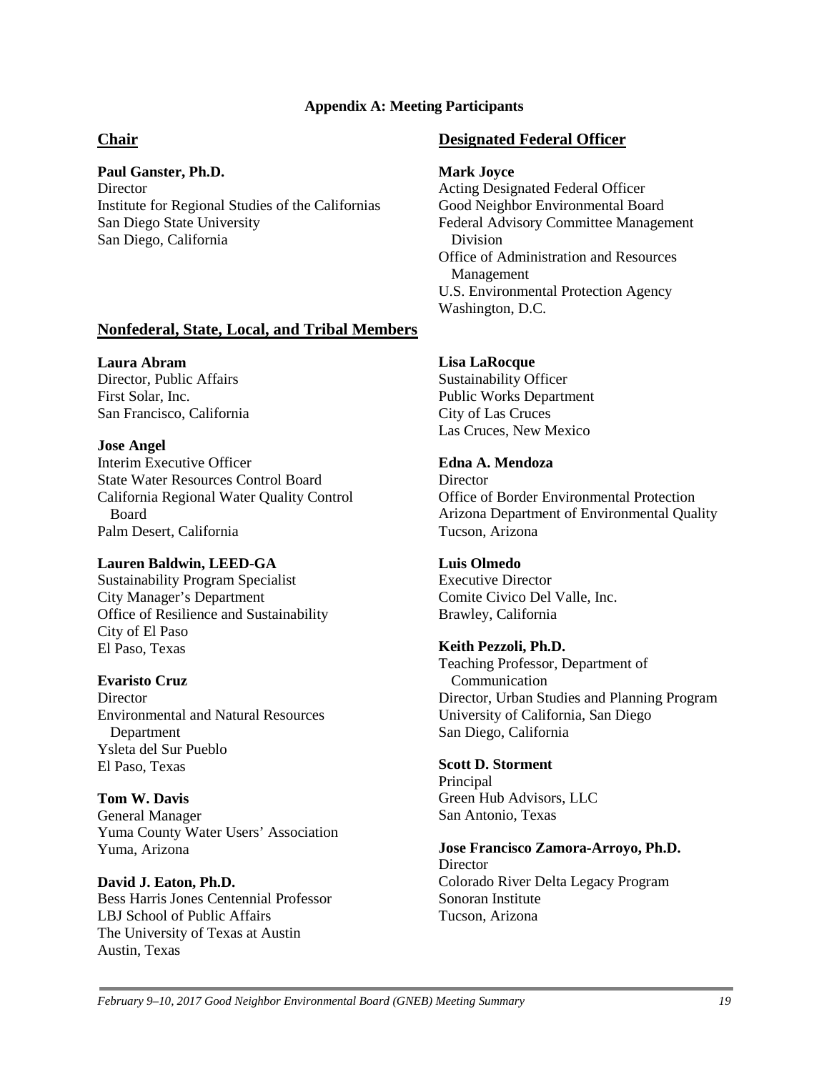**Appendix A: Meeting Participants**

## Chair

**Paul Ganster, Ph.D.**
Director
Institute for Regional Studies of the Californias
San Diego State University
San Diego, California

## Designated Federal Officer

**Mark Joyce**
Acting Designated Federal Officer
Good Neighbor Environmental Board
Federal Advisory Committee Management Division
Office of Administration and Resources Management
U.S. Environmental Protection Agency
Washington, D.C.

## Nonfederal, State, Local, and Tribal Members

**Laura Abram**
Director, Public Affairs
First Solar, Inc.
San Francisco, California

**Jose Angel**
Interim Executive Officer
State Water Resources Control Board
California Regional Water Quality Control Board
Palm Desert, California

**Lauren Baldwin, LEED-GA**
Sustainability Program Specialist
City Manager's Department
Office of Resilience and Sustainability
City of El Paso
El Paso, Texas

**Evaristo Cruz**
Director
Environmental and Natural Resources Department
Ysleta del Sur Pueblo
El Paso, Texas

**Tom W. Davis**
General Manager
Yuma County Water Users' Association
Yuma, Arizona

**David J. Eaton, Ph.D.**
Bess Harris Jones Centennial Professor
LBJ School of Public Affairs
The University of Texas at Austin
Austin, Texas

**Lisa LaRocque**
Sustainability Officer
Public Works Department
City of Las Cruces
Las Cruces, New Mexico

**Edna A. Mendoza**
Director
Office of Border Environmental Protection
Arizona Department of Environmental Quality
Tucson, Arizona

**Luis Olmedo**
Executive Director
Comite Civico Del Valle, Inc.
Brawley, California

**Keith Pezzoli, Ph.D.**
Teaching Professor, Department of Communication
Director, Urban Studies and Planning Program
University of California, San Diego
San Diego, California

**Scott D. Storment**
Principal
Green Hub Advisors, LLC
San Antonio, Texas

**Jose Francisco Zamora-Arroyo, Ph.D.**
Director
Colorado River Delta Legacy Program
Sonoran Institute
Tucson, Arizona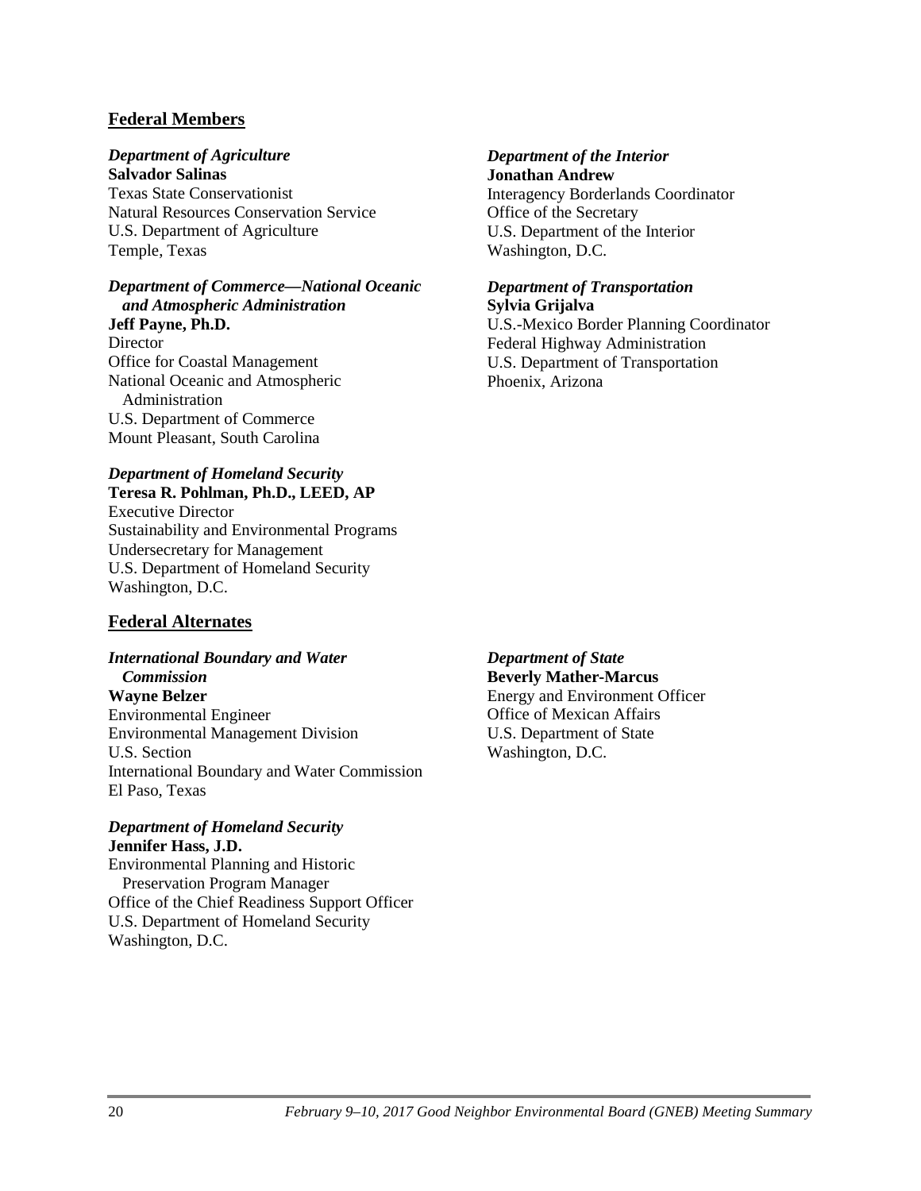## Federal Members

***Department of Agriculture***
**Salvador Salinas**
Texas State Conservationist
Natural Resources Conservation Service
U.S. Department of Agriculture
Temple, Texas

***Department of Commerce—National Oceanic and Atmospheric Administration***
**Jeff Payne, Ph.D.**
Director
Office for Coastal Management
National Oceanic and Atmospheric Administration
U.S. Department of Commerce
Mount Pleasant, South Carolina

***Department of Homeland Security***
**Teresa R. Pohlman, Ph.D., LEED, AP**
Executive Director
Sustainability and Environmental Programs
Undersecretary for Management
U.S. Department of Homeland Security
Washington, D.C.

***Department of the Interior***
**Jonathan Andrew**
Interagency Borderlands Coordinator
Office of the Secretary
U.S. Department of the Interior
Washington, D.C.

***Department of Transportation***
**Sylvia Grijalva**
U.S.-Mexico Border Planning Coordinator
Federal Highway Administration
U.S. Department of Transportation
Phoenix, Arizona

## Federal Alternates

***International Boundary and Water Commission***
**Wayne Belzer**
Environmental Engineer
Environmental Management Division
U.S. Section
International Boundary and Water Commission
El Paso, Texas

***Department of Homeland Security***
**Jennifer Hass, J.D.**
Environmental Planning and Historic Preservation Program Manager
Office of the Chief Readiness Support Officer
U.S. Department of Homeland Security
Washington, D.C.

***Department of State***
**Beverly Mather-Marcus**
Energy and Environment Officer
Office of Mexican Affairs
U.S. Department of State
Washington, D.C.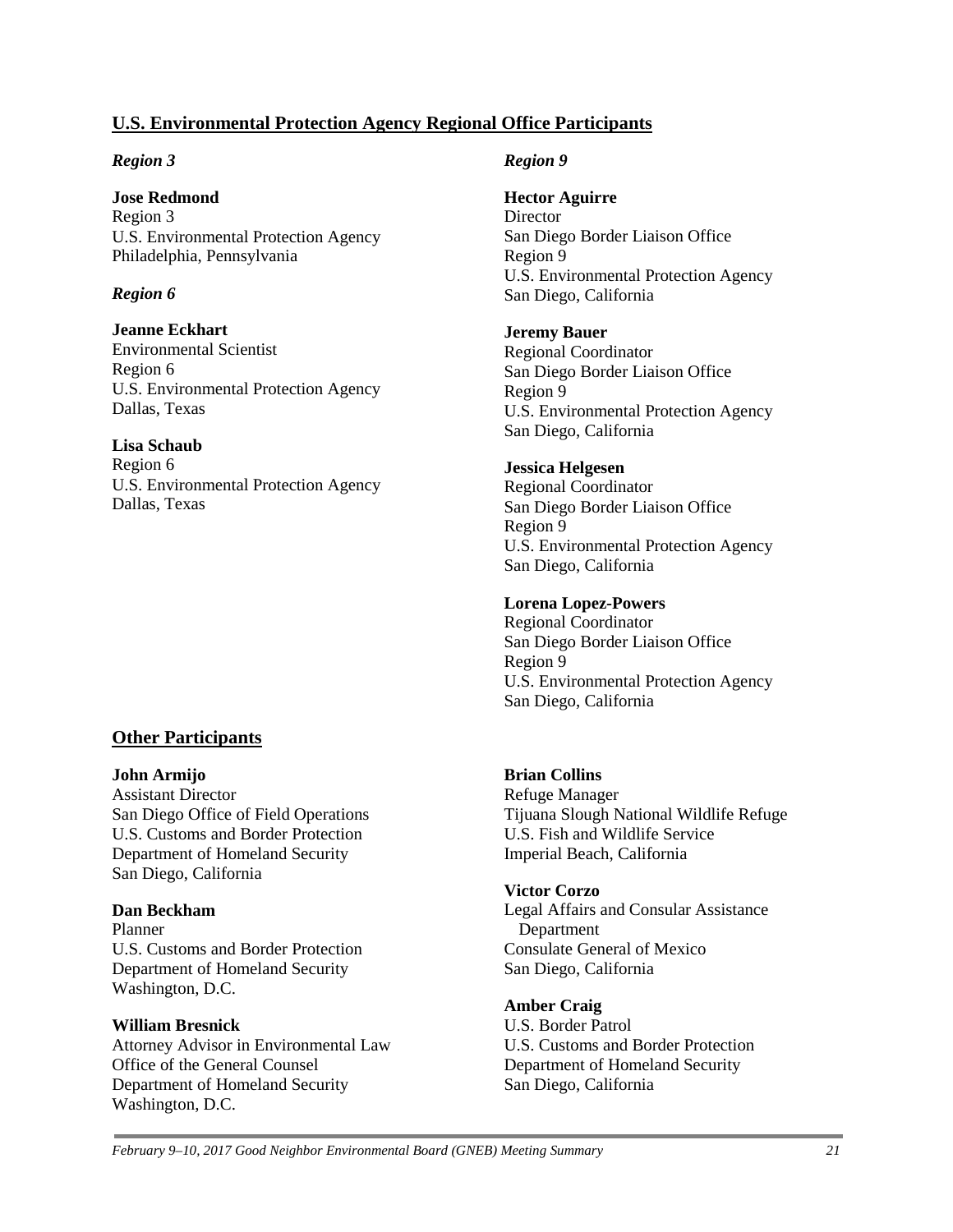## U.S. Environmental Protection Agency Regional Office Participants

### *Region 3*

**Jose Redmond**
Region 3
U.S. Environmental Protection Agency
Philadelphia, Pennsylvania

### *Region 6*

**Jeanne Eckhart**
Environmental Scientist
Region 6
U.S. Environmental Protection Agency
Dallas, Texas

**Lisa Schaub**
Region 6
U.S. Environmental Protection Agency
Dallas, Texas

### *Region 9*

**Hector Aguirre**
Director
San Diego Border Liaison Office
Region 9
U.S. Environmental Protection Agency
San Diego, California

**Jeremy Bauer**
Regional Coordinator
San Diego Border Liaison Office
Region 9
U.S. Environmental Protection Agency
San Diego, California

**Jessica Helgesen**
Regional Coordinator
San Diego Border Liaison Office
Region 9
U.S. Environmental Protection Agency
San Diego, California

**Lorena Lopez-Powers**
Regional Coordinator
San Diego Border Liaison Office
Region 9
U.S. Environmental Protection Agency
San Diego, California

## Other Participants

**John Armijo**
Assistant Director
San Diego Office of Field Operations
U.S. Customs and Border Protection
Department of Homeland Security
San Diego, California

**Dan Beckham**
Planner
U.S. Customs and Border Protection
Department of Homeland Security
Washington, D.C.

**William Bresnick**
Attorney Advisor in Environmental Law
Office of the General Counsel
Department of Homeland Security
Washington, D.C.

**Brian Collins**
Refuge Manager
Tijuana Slough National Wildlife Refuge
U.S. Fish and Wildlife Service
Imperial Beach, California

**Victor Corzo**
Legal Affairs and Consular Assistance Department
Consulate General of Mexico
San Diego, California

**Amber Craig**
U.S. Border Patrol
U.S. Customs and Border Protection
Department of Homeland Security
San Diego, California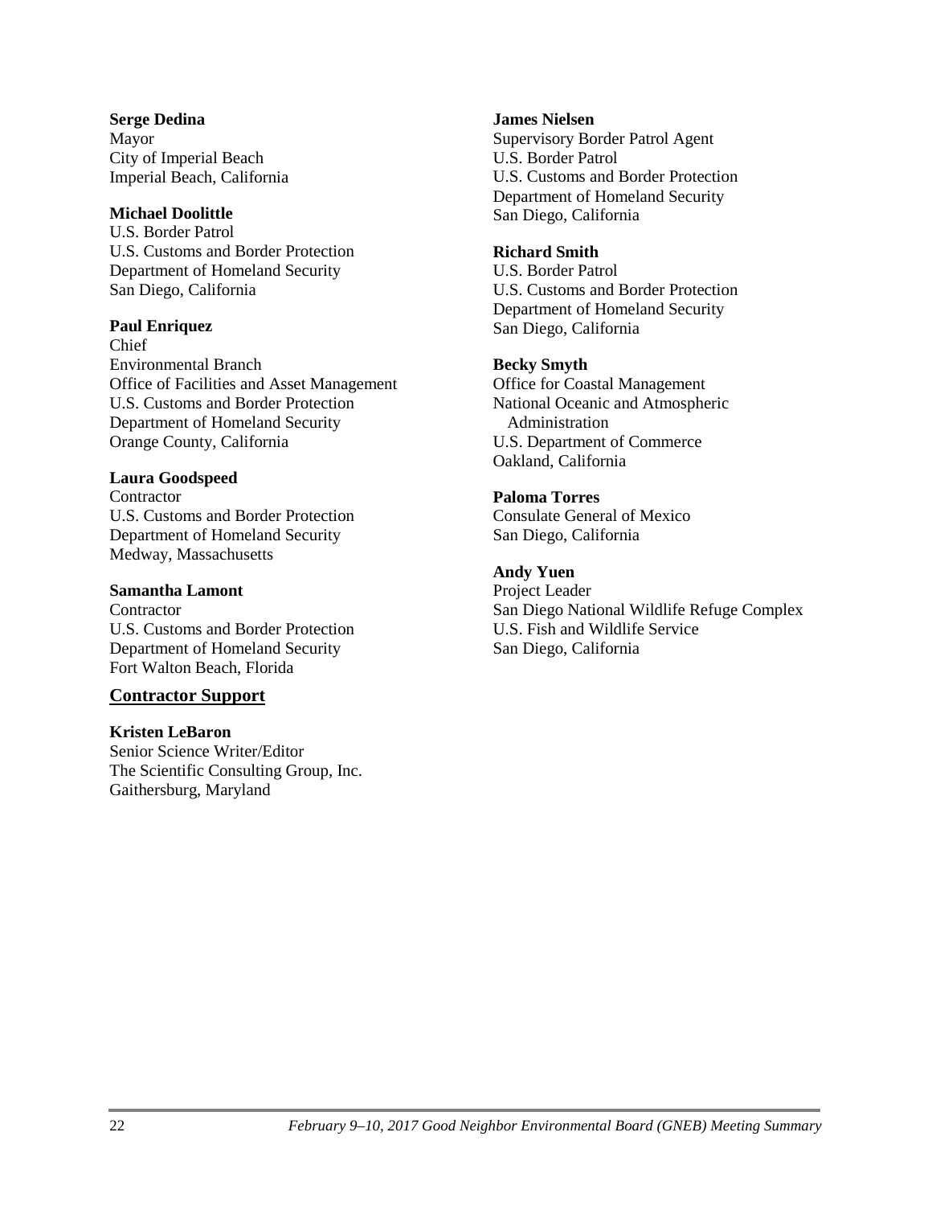**Serge Dedina**
Mayor
City of Imperial Beach
Imperial Beach, California

**Michael Doolittle**
U.S. Border Patrol
U.S. Customs and Border Protection
Department of Homeland Security
San Diego, California

**Paul Enriquez**
Chief
Environmental Branch
Office of Facilities and Asset Management
U.S. Customs and Border Protection
Department of Homeland Security
Orange County, California

**Laura Goodspeed**
Contractor
U.S. Customs and Border Protection
Department of Homeland Security
Medway, Massachusetts

**Samantha Lamont**
Contractor
U.S. Customs and Border Protection
Department of Homeland Security
Fort Walton Beach, Florida

**James Nielsen**
Supervisory Border Patrol Agent
U.S. Border Patrol
U.S. Customs and Border Protection
Department of Homeland Security
San Diego, California

**Richard Smith**
U.S. Border Patrol
U.S. Customs and Border Protection
Department of Homeland Security
San Diego, California

**Becky Smyth**
Office for Coastal Management
National Oceanic and Atmospheric Administration
U.S. Department of Commerce
Oakland, California

**Paloma Torres**
Consulate General of Mexico
San Diego, California

**Andy Yuen**
Project Leader
San Diego National Wildlife Refuge Complex
U.S. Fish and Wildlife Service
San Diego, California

## Contractor Support

**Kristen LeBaron**
Senior Science Writer/Editor
The Scientific Consulting Group, Inc.
Gaithersburg, Maryland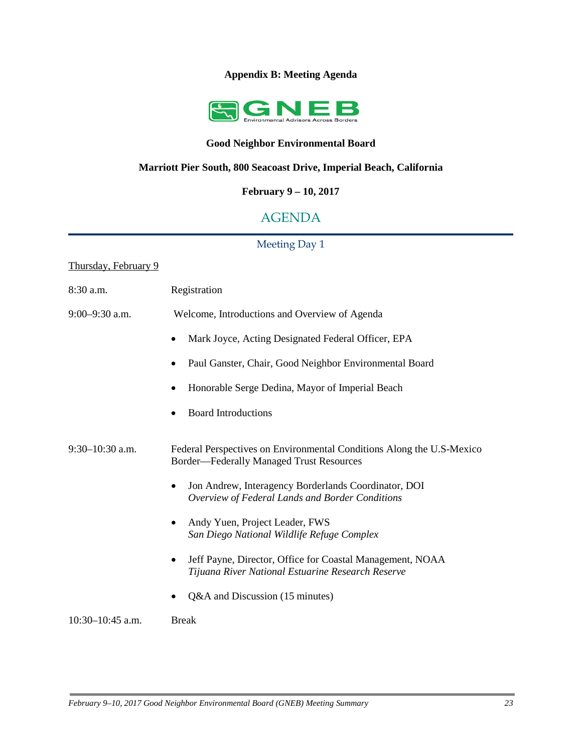**Appendix B: Meeting Agenda**

GNEB
Environmental Advisors Across Borders

**Good Neighbor Environmental Board**

**Marriott Pier South, 800 Seacoast Drive, Imperial Beach, California**

**February 9 – 10, 2017**

# AGENDA

## Meeting Day 1

Thursday, February 9

8:30 a.m. Registration

9:00–9:30 a.m. Welcome, Introductions and Overview of Agenda

- Mark Joyce, Acting Designated Federal Officer, EPA
- Paul Ganster, Chair, Good Neighbor Environmental Board
- Honorable Serge Dedina, Mayor of Imperial Beach
- Board Introductions

9:30–10:30 a.m. Federal Perspectives on Environmental Conditions Along the U.S-Mexico Border—Federally Managed Trust Resources

- Jon Andrew, Interagency Borderlands Coordinator, DOI
  *Overview of Federal Lands and Border Conditions*
- Andy Yuen, Project Leader, FWS
  *San Diego National Wildlife Refuge Complex*
- Jeff Payne, Director, Office for Coastal Management, NOAA
  *Tijuana River National Estuarine Research Reserve*
- Q&A and Discussion (15 minutes)

10:30–10:45 a.m. Break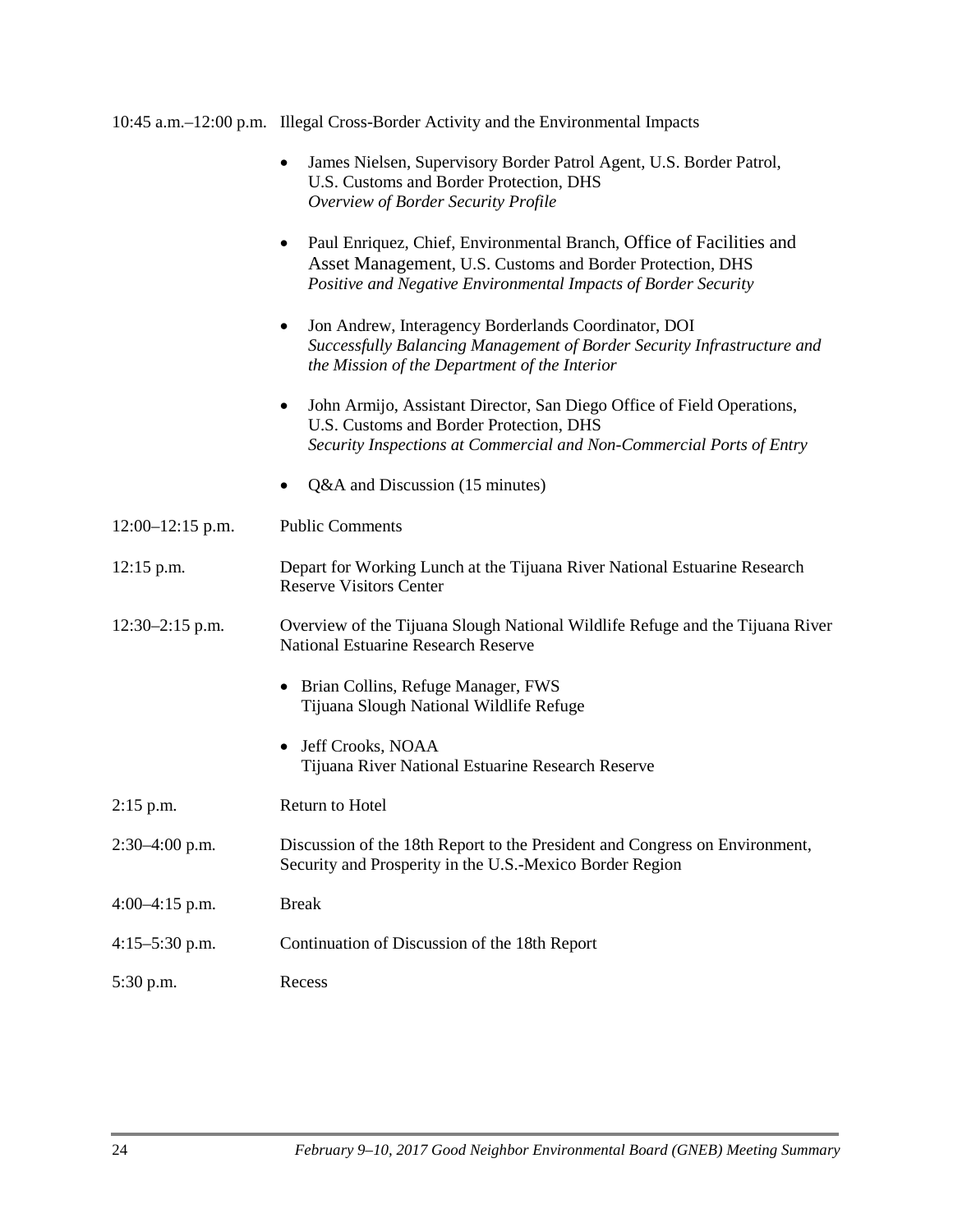10:45 a.m.–12:00 p.m. Illegal Cross-Border Activity and the Environmental Impacts

- James Nielsen, Supervisory Border Patrol Agent, U.S. Border Patrol, U.S. Customs and Border Protection, DHS
  *Overview of Border Security Profile*

- Paul Enriquez, Chief, Environmental Branch, Office of Facilities and Asset Management, U.S. Customs and Border Protection, DHS
  *Positive and Negative Environmental Impacts of Border Security*

- Jon Andrew, Interagency Borderlands Coordinator, DOI
  *Successfully Balancing Management of Border Security Infrastructure and the Mission of the Department of the Interior*

- John Armijo, Assistant Director, San Diego Office of Field Operations, U.S. Customs and Border Protection, DHS
  *Security Inspections at Commercial and Non-Commercial Ports of Entry*

- Q&A and Discussion (15 minutes)

12:00–12:15 p.m. Public Comments

12:15 p.m. Depart for Working Lunch at the Tijuana River National Estuarine Research Reserve Visitors Center

12:30–2:15 p.m. Overview of the Tijuana Slough National Wildlife Refuge and the Tijuana River National Estuarine Research Reserve

- Brian Collins, Refuge Manager, FWS
  Tijuana Slough National Wildlife Refuge

- Jeff Crooks, NOAA
  Tijuana River National Estuarine Research Reserve

2:15 p.m. Return to Hotel

2:30–4:00 p.m. Discussion of the 18th Report to the President and Congress on Environment, Security and Prosperity in the U.S.-Mexico Border Region

4:00–4:15 p.m. Break

4:15–5:30 p.m. Continuation of Discussion of the 18th Report

5:30 p.m. Recess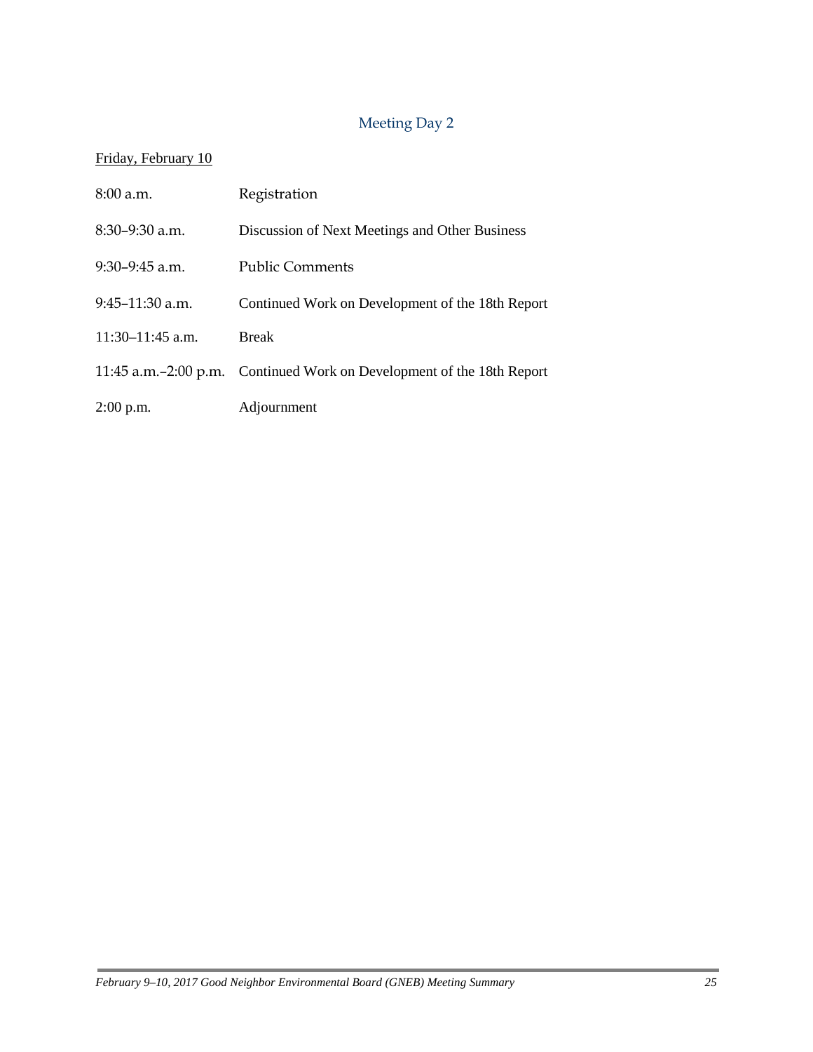## Meeting Day 2

Friday, February 10

| | |
|---|---|
| 8:00 a.m. | Registration |
| 8:30–9:30 a.m. | Discussion of Next Meetings and Other Business |
| 9:30–9:45 a.m. | Public Comments |
| 9:45–11:30 a.m. | Continued Work on Development of the 18th Report |
| 11:30–11:45 a.m. | Break |
| 11:45 a.m.–2:00 p.m. | Continued Work on Development of the 18th Report |
| 2:00 p.m. | Adjournment |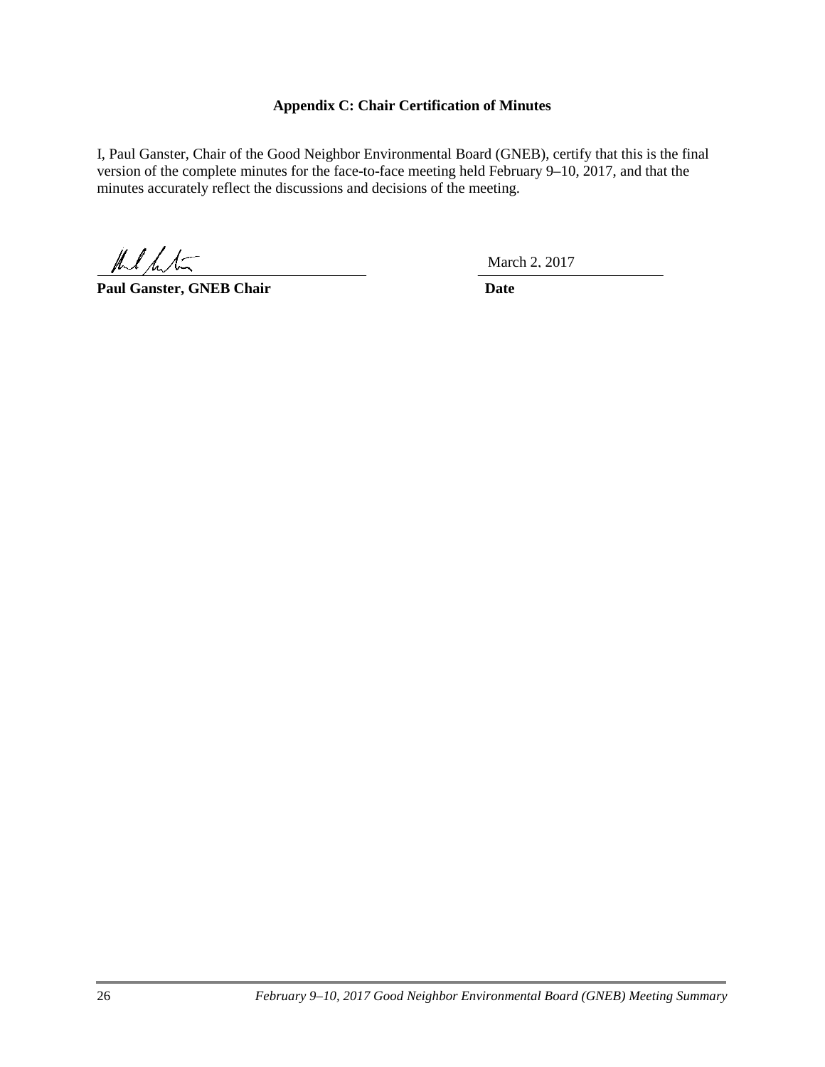## Appendix C: Chair Certification of Minutes

I, Paul Ganster, Chair of the Good Neighbor Environmental Board (GNEB), certify that this is the final version of the complete minutes for the face-to-face meeting held February 9–10, 2017, and that the minutes accurately reflect the discussions and decisions of the meeting.

| | |
|---|---|
| ______________________________ | March 2, 2017 |
| **Paul Ganster, GNEB Chair** | **Date** |